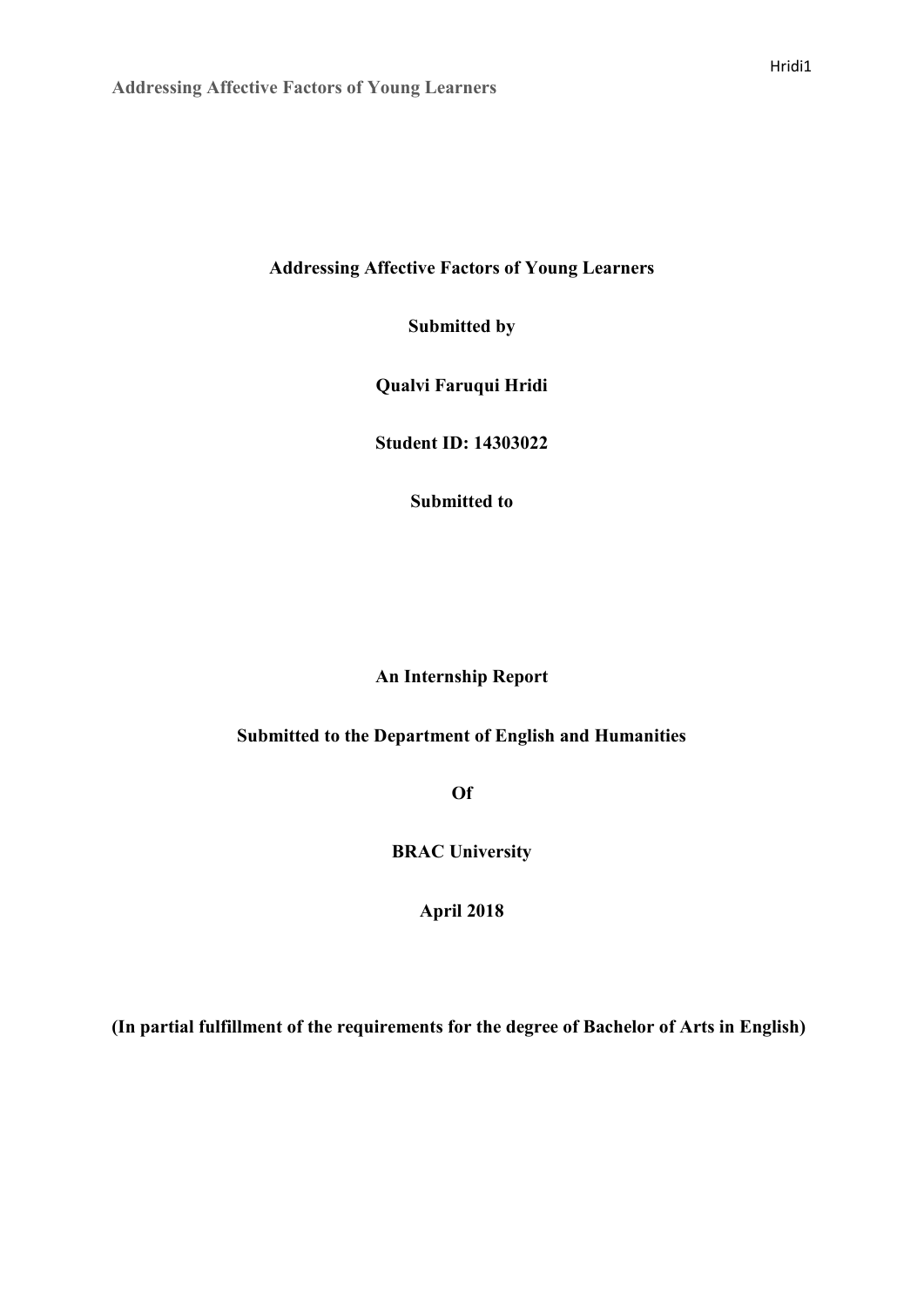**Addressing Affective Factors of Young Learners**

**Submitted by**

**Qualvi Faruqui Hridi**

**Student ID: 14303022**

**Submitted to**

**An Internship Report**

**Submitted to the Department of English and Humanities**

**Of**

**BRAC University**

**April 2018**

**(In partial fulfillment of the requirements for the degree of Bachelor of Arts in English)**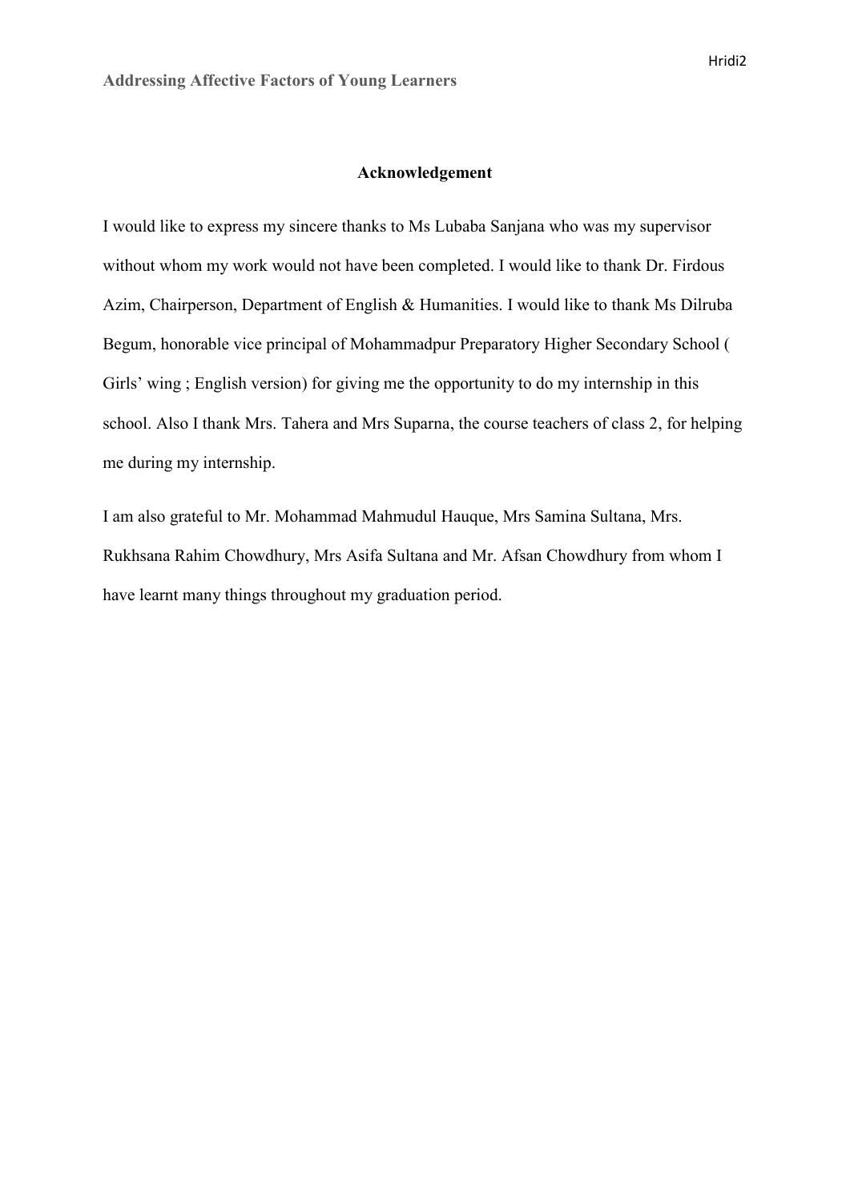## Acknowledgement

I would like to express my sincere thanks to Ms Lubaba Sanjana who was my supervisor without whom my work would not have been completed. I would like to thank Dr. Firdous Azim, Chairperson, Department of English & Humanities. I would like to thank Ms Dilruba Begum, honorable vice principal of Mohammadpur Preparatory Higher Secondary School ( Girls' wing ; English version) for giving me the opportunity to do my internship in this school. Also I thank Mrs. Tahera and Mrs Suparna, the course teachers of class 2, for helping me during my internship.

I am also grateful to Mr. Mohammad Mahmudul Hauque, Mrs Samina Sultana, Mrs. Rukhsana Rahim Chowdhury, Mrs Asifa Sultana and Mr. Afsan Chowdhury from whom I have learnt many things throughout my graduation period.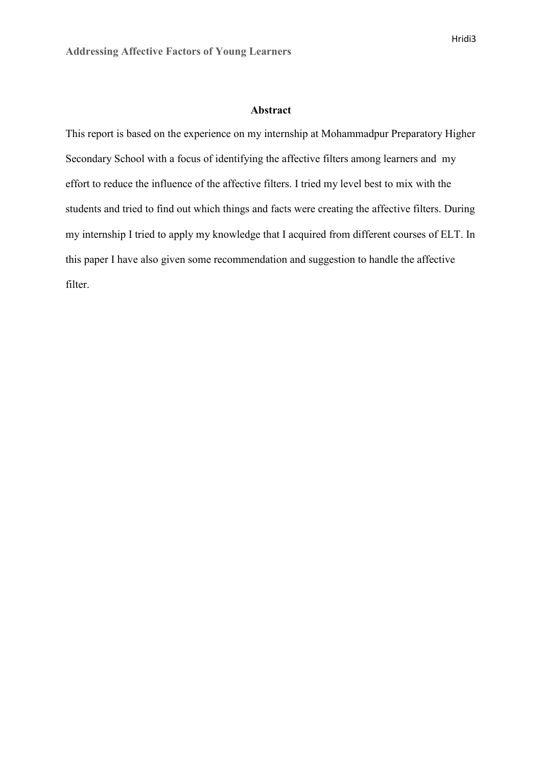## Abstract

This report is based on the experience on my internship at Mohammadpur Preparatory Higher Secondary School with a focus of identifying the affective filters among learners and my effort to reduce the influence of the affective filters. I tried my level best to mix with the students and tried to find out which things and facts were creating the affective filters. During my internship I tried to apply my knowledge that I acquired from different courses of ELT. In this paper I have also given some recommendation and suggestion to handle the affective filter.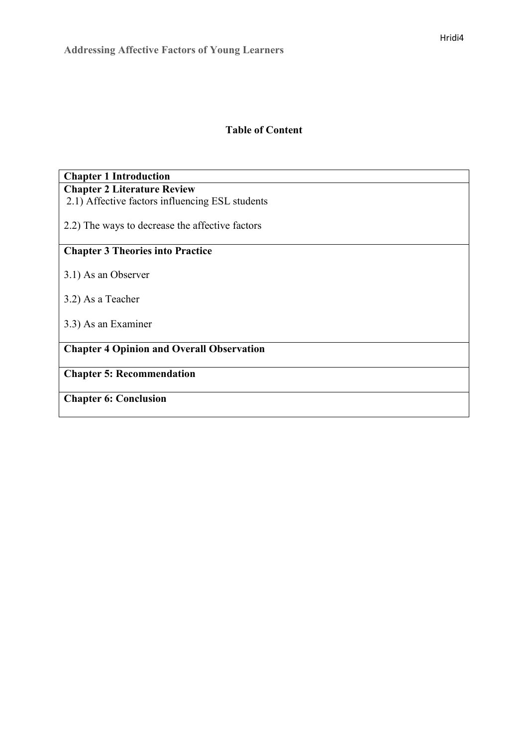**Table of Content**

| Chapter 1 Introduction |
| --- |
| **Chapter 2 Literature Review**<br>2.1) Affective factors influencing ESL students<br><br>2.2) The ways to decrease the affective factors |
| **Chapter 3 Theories into Practice**<br><br>3.1) As an Observer<br><br>3.2) As a Teacher<br><br>3.3) As an Examiner |
| **Chapter 4 Opinion and Overall Observation** |
| **Chapter 5: Recommendation** |
| **Chapter 6: Conclusion** |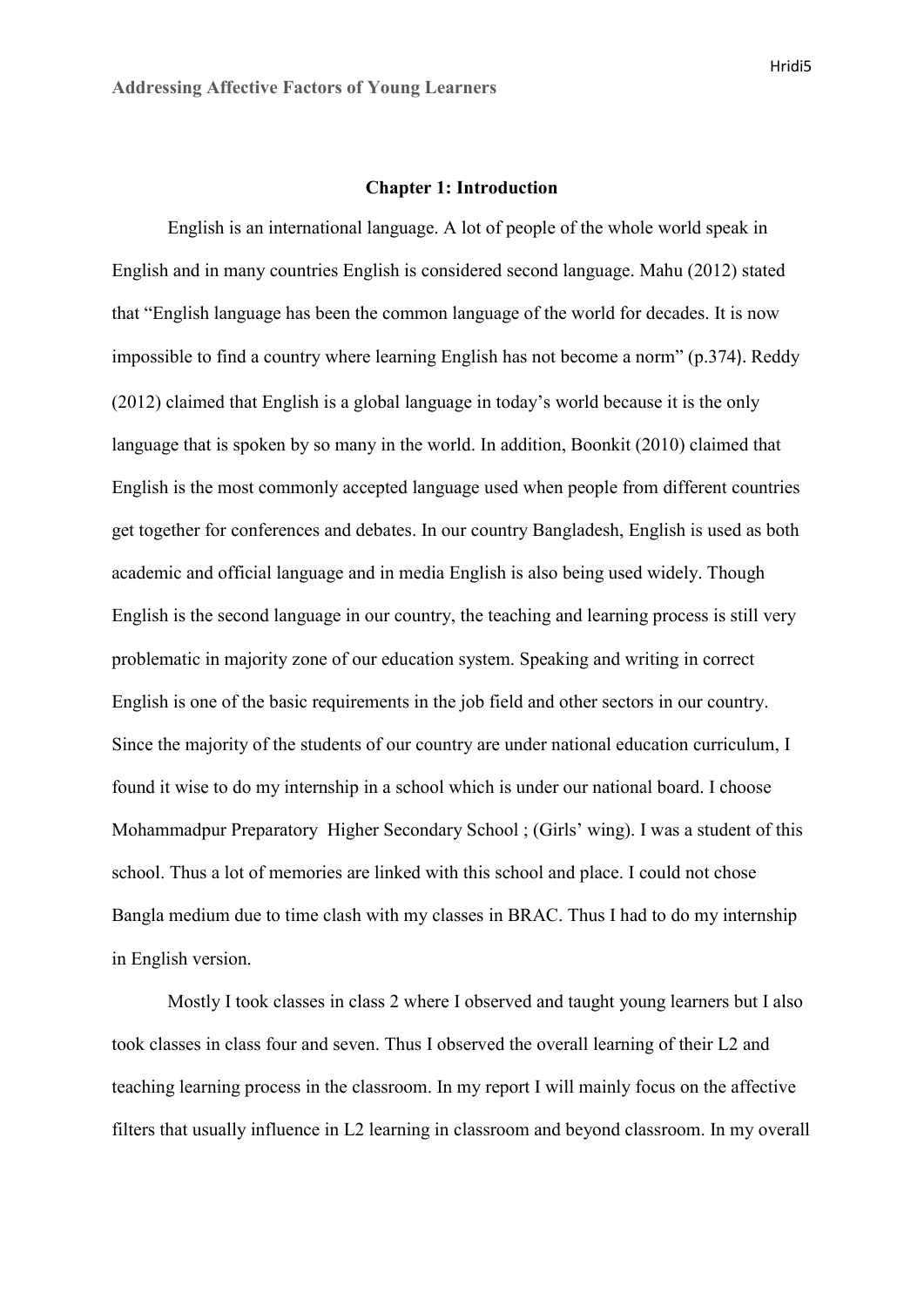## Chapter 1: Introduction

English is an international language. A lot of people of the whole world speak in English and in many countries English is considered second language. Mahu (2012) stated that "English language has been the common language of the world for decades. It is now impossible to find a country where learning English has not become a norm" (p.374). Reddy (2012) claimed that English is a global language in today's world because it is the only language that is spoken by so many in the world. In addition, Boonkit (2010) claimed that English is the most commonly accepted language used when people from different countries get together for conferences and debates. In our country Bangladesh, English is used as both academic and official language and in media English is also being used widely. Though English is the second language in our country, the teaching and learning process is still very problematic in majority zone of our education system. Speaking and writing in correct English is one of the basic requirements in the job field and other sectors in our country. Since the majority of the students of our country are under national education curriculum, I found it wise to do my internship in a school which is under our national board. I choose Mohammadpur Preparatory Higher Secondary School ; (Girls' wing). I was a student of this school. Thus a lot of memories are linked with this school and place. I could not chose Bangla medium due to time clash with my classes in BRAC. Thus I had to do my internship in English version.

Mostly I took classes in class 2 where I observed and taught young learners but I also took classes in class four and seven. Thus I observed the overall learning of their L2 and teaching learning process in the classroom. In my report I will mainly focus on the affective filters that usually influence in L2 learning in classroom and beyond classroom. In my overall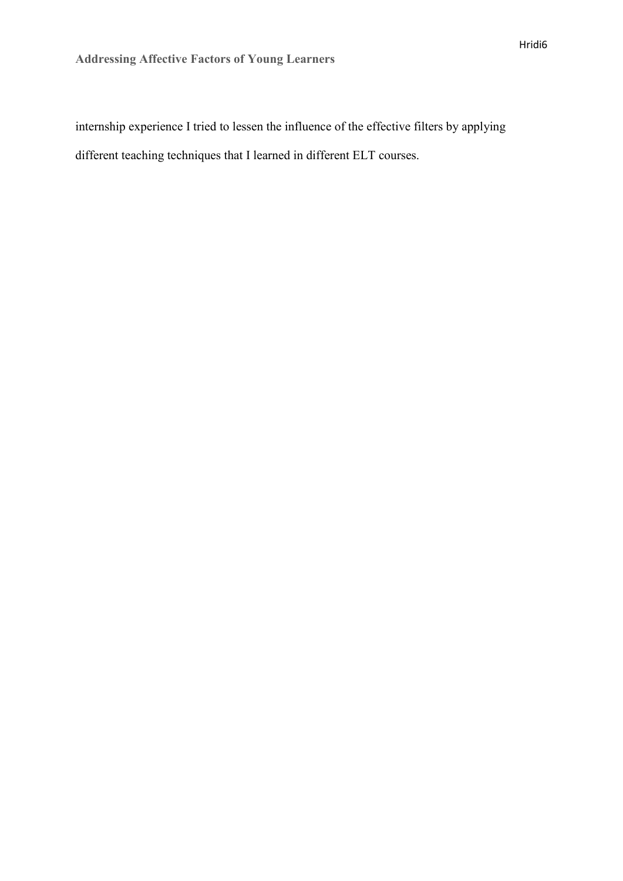internship experience I tried to lessen the influence of the effective filters by applying different teaching techniques that I learned in different ELT courses.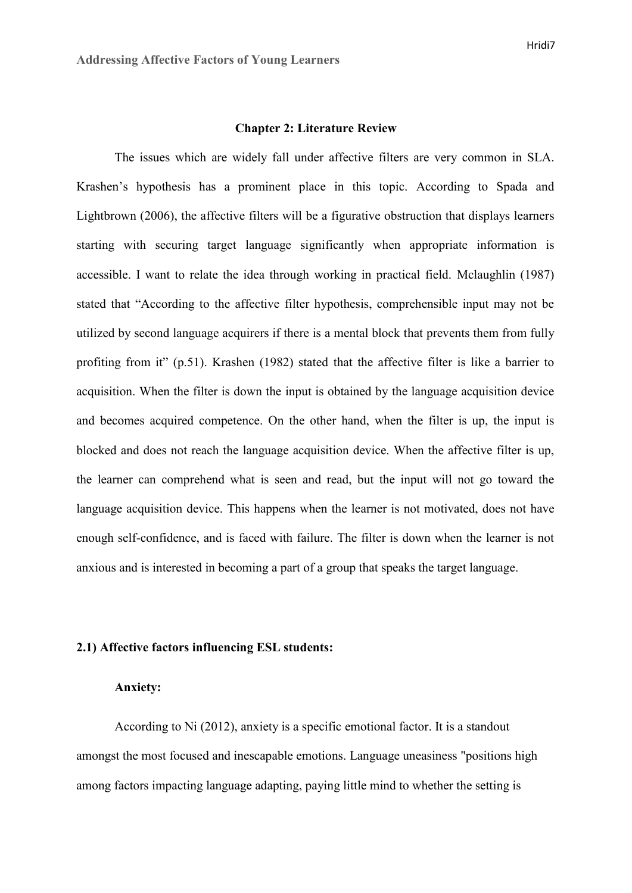## Chapter 2: Literature Review

The issues which are widely fall under affective filters are very common in SLA. Krashen's hypothesis has a prominent place in this topic. According to Spada and Lightbrown (2006), the affective filters will be a figurative obstruction that displays learners starting with securing target language significantly when appropriate information is accessible. I want to relate the idea through working in practical field. Mclaughlin (1987) stated that "According to the affective filter hypothesis, comprehensible input may not be utilized by second language acquirers if there is a mental block that prevents them from fully profiting from it" (p.51). Krashen (1982) stated that the affective filter is like a barrier to acquisition. When the filter is down the input is obtained by the language acquisition device and becomes acquired competence. On the other hand, when the filter is up, the input is blocked and does not reach the language acquisition device. When the affective filter is up, the learner can comprehend what is seen and read, but the input will not go toward the language acquisition device. This happens when the learner is not motivated, does not have enough self-confidence, and is faced with failure. The filter is down when the learner is not anxious and is interested in becoming a part of a group that speaks the target language.

### 2.1) Affective factors influencing ESL students:

#### Anxiety:

According to Ni (2012), anxiety is a specific emotional factor. It is a standout amongst the most focused and inescapable emotions. Language uneasiness "positions high among factors impacting language adapting, paying little mind to whether the setting is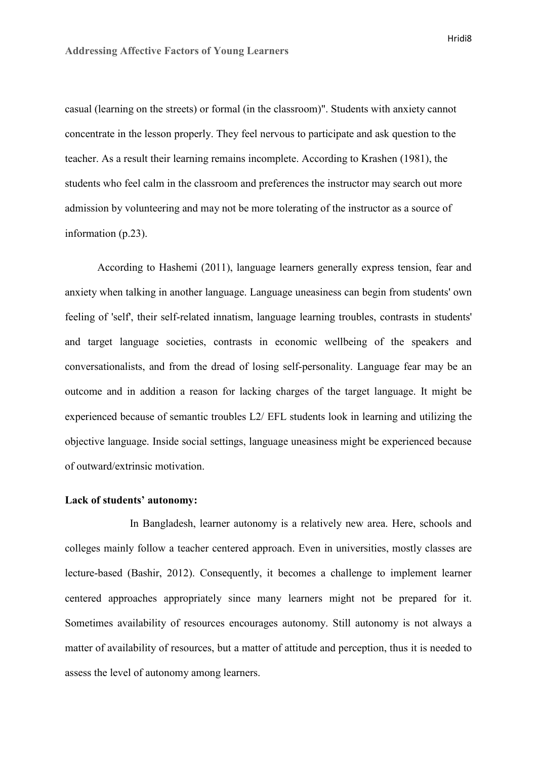casual (learning on the streets) or formal (in the classroom)". Students with anxiety cannot concentrate in the lesson properly. They feel nervous to participate and ask question to the teacher. As a result their learning remains incomplete. According to Krashen (1981), the students who feel calm in the classroom and preferences the instructor may search out more admission by volunteering and may not be more tolerating of the instructor as a source of information (p.23).

According to Hashemi (2011), language learners generally express tension, fear and anxiety when talking in another language. Language uneasiness can begin from students' own feeling of 'self', their self-related innatism, language learning troubles, contrasts in students' and target language societies, contrasts in economic wellbeing of the speakers and conversationalists, and from the dread of losing self-personality. Language fear may be an outcome and in addition a reason for lacking charges of the target language. It might be experienced because of semantic troubles L2/ EFL students look in learning and utilizing the objective language. Inside social settings, language uneasiness might be experienced because of outward/extrinsic motivation.

**Lack of students' autonomy:**

In Bangladesh, learner autonomy is a relatively new area. Here, schools and colleges mainly follow a teacher centered approach. Even in universities, mostly classes are lecture-based (Bashir, 2012). Consequently, it becomes a challenge to implement learner centered approaches appropriately since many learners might not be prepared for it. Sometimes availability of resources encourages autonomy. Still autonomy is not always a matter of availability of resources, but a matter of attitude and perception, thus it is needed to assess the level of autonomy among learners.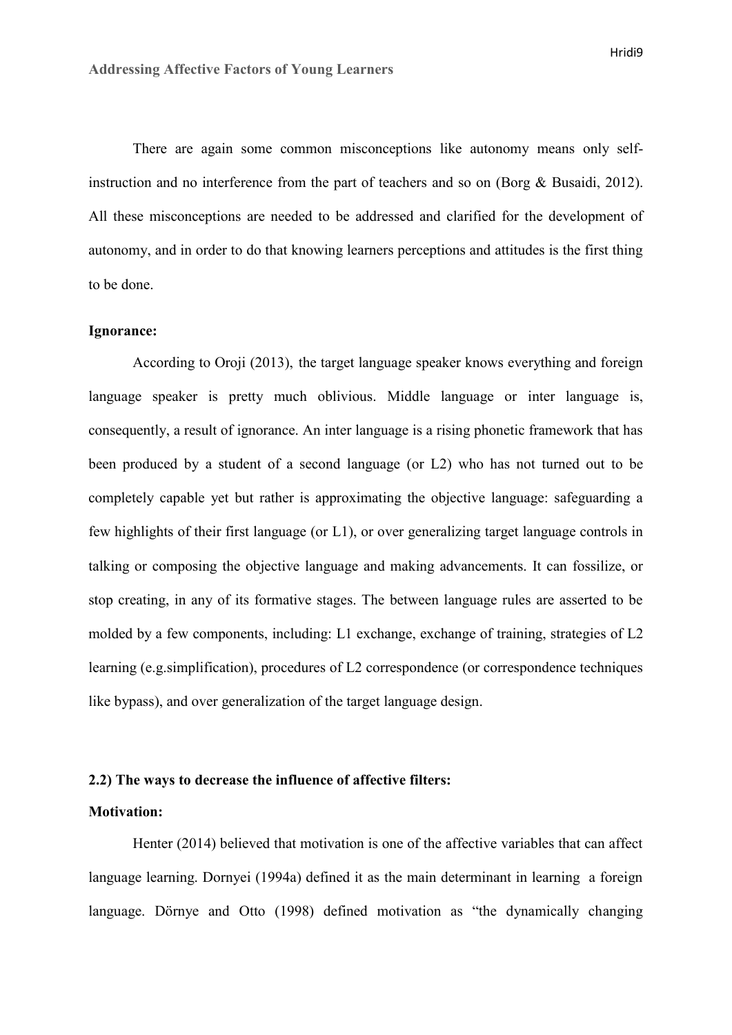There are again some common misconceptions like autonomy means only self-instruction and no interference from the part of teachers and so on (Borg & Busaidi, 2012). All these misconceptions are needed to be addressed and clarified for the development of autonomy, and in order to do that knowing learners perceptions and attitudes is the first thing to be done.

**Ignorance:**

According to Oroji (2013), the target language speaker knows everything and foreign language speaker is pretty much oblivious. Middle language or inter language is, consequently, a result of ignorance. An inter language is a rising phonetic framework that has been produced by a student of a second language (or L2) who has not turned out to be completely capable yet but rather is approximating the objective language: safeguarding a few highlights of their first language (or L1), or over generalizing target language controls in talking or composing the objective language and making advancements. It can fossilize, or stop creating, in any of its formative stages. The between language rules are asserted to be molded by a few components, including: L1 exchange, exchange of training, strategies of L2 learning (e.g.simplification), procedures of L2 correspondence (or correspondence techniques like bypass), and over generalization of the target language design.

**2.2) The ways to decrease the influence of affective filters:**

**Motivation:**

Henter (2014) believed that motivation is one of the affective variables that can affect language learning. Dornyei (1994a) defined it as the main determinant in learning a foreign language. Dörnye and Otto (1998) defined motivation as "the dynamically changing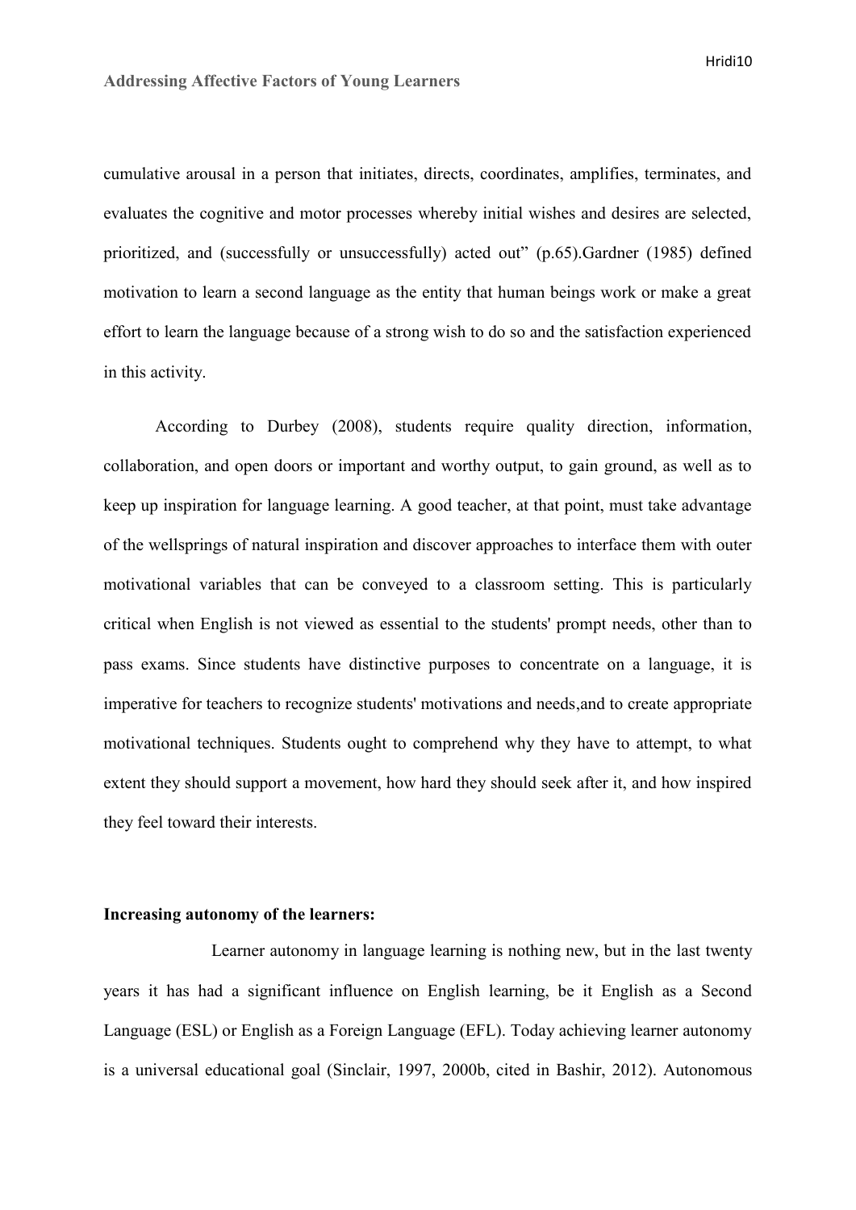cumulative arousal in a person that initiates, directs, coordinates, amplifies, terminates, and evaluates the cognitive and motor processes whereby initial wishes and desires are selected, prioritized, and (successfully or unsuccessfully) acted out" (p.65).Gardner (1985) defined motivation to learn a second language as the entity that human beings work or make a great effort to learn the language because of a strong wish to do so and the satisfaction experienced in this activity.

According to Durbey (2008), students require quality direction, information, collaboration, and open doors or important and worthy output, to gain ground, as well as to keep up inspiration for language learning. A good teacher, at that point, must take advantage of the wellsprings of natural inspiration and discover approaches to interface them with outer motivational variables that can be conveyed to a classroom setting. This is particularly critical when English is not viewed as essential to the students' prompt needs, other than to pass exams. Since students have distinctive purposes to concentrate on a language, it is imperative for teachers to recognize students' motivations and needs,and to create appropriate motivational techniques. Students ought to comprehend why they have to attempt, to what extent they should support a movement, how hard they should seek after it, and how inspired they feel toward their interests.

**Increasing autonomy of the learners:**

Learner autonomy in language learning is nothing new, but in the last twenty years it has had a significant influence on English learning, be it English as a Second Language (ESL) or English as a Foreign Language (EFL). Today achieving learner autonomy is a universal educational goal (Sinclair, 1997, 2000b, cited in Bashir, 2012). Autonomous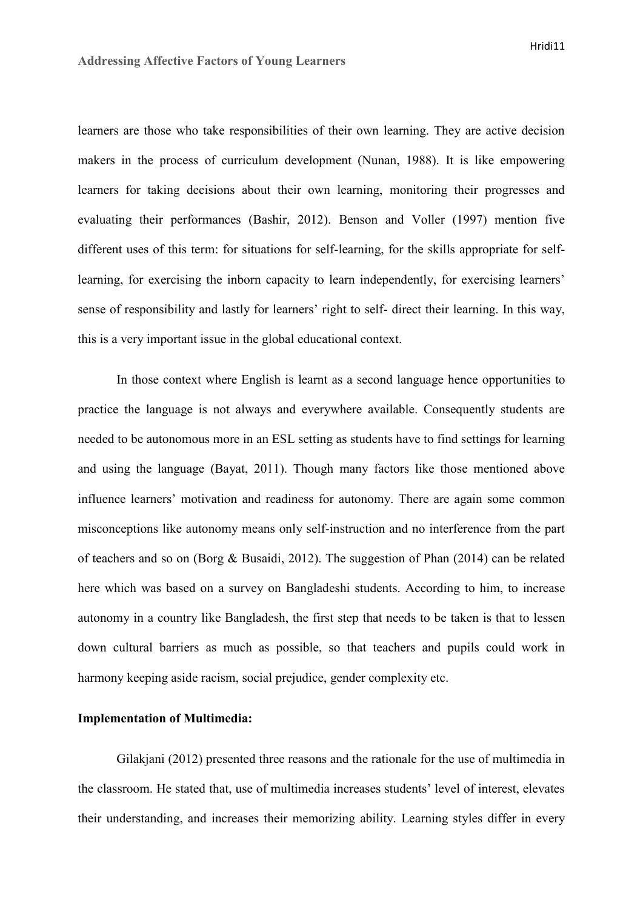learners are those who take responsibilities of their own learning. They are active decision makers in the process of curriculum development (Nunan, 1988). It is like empowering learners for taking decisions about their own learning, monitoring their progresses and evaluating their performances (Bashir, 2012). Benson and Voller (1997) mention five different uses of this term: for situations for self-learning, for the skills appropriate for self-learning, for exercising the inborn capacity to learn independently, for exercising learners' sense of responsibility and lastly for learners' right to self- direct their learning. In this way, this is a very important issue in the global educational context.

In those context where English is learnt as a second language hence opportunities to practice the language is not always and everywhere available. Consequently students are needed to be autonomous more in an ESL setting as students have to find settings for learning and using the language (Bayat, 2011). Though many factors like those mentioned above influence learners' motivation and readiness for autonomy. There are again some common misconceptions like autonomy means only self-instruction and no interference from the part of teachers and so on (Borg & Busaidi, 2012). The suggestion of Phan (2014) can be related here which was based on a survey on Bangladeshi students. According to him, to increase autonomy in a country like Bangladesh, the first step that needs to be taken is that to lessen down cultural barriers as much as possible, so that teachers and pupils could work in harmony keeping aside racism, social prejudice, gender complexity etc.

**Implementation of Multimedia:**

Gilakjani (2012) presented three reasons and the rationale for the use of multimedia in the classroom. He stated that, use of multimedia increases students' level of interest, elevates their understanding, and increases their memorizing ability. Learning styles differ in every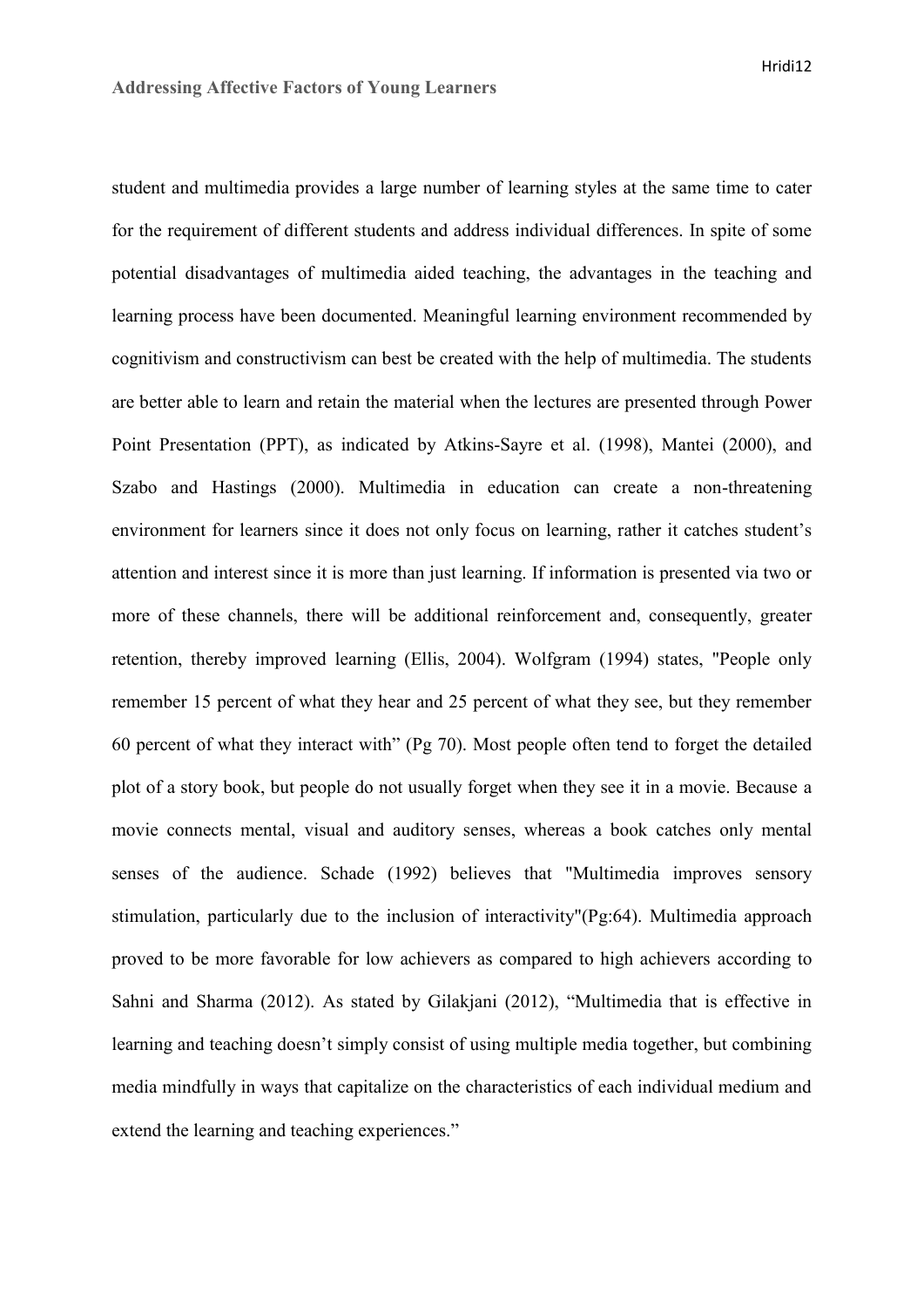student and multimedia provides a large number of learning styles at the same time to cater for the requirement of different students and address individual differences. In spite of some potential disadvantages of multimedia aided teaching, the advantages in the teaching and learning process have been documented. Meaningful learning environment recommended by cognitivism and constructivism can best be created with the help of multimedia. The students are better able to learn and retain the material when the lectures are presented through Power Point Presentation (PPT), as indicated by Atkins-Sayre et al. (1998), Mantei (2000), and Szabo and Hastings (2000). Multimedia in education can create a non-threatening environment for learners since it does not only focus on learning, rather it catches student's attention and interest since it is more than just learning. If information is presented via two or more of these channels, there will be additional reinforcement and, consequently, greater retention, thereby improved learning (Ellis, 2004). Wolfgram (1994) states, "People only remember 15 percent of what they hear and 25 percent of what they see, but they remember 60 percent of what they interact with" (Pg 70). Most people often tend to forget the detailed plot of a story book, but people do not usually forget when they see it in a movie. Because a movie connects mental, visual and auditory senses, whereas a book catches only mental senses of the audience. Schade (1992) believes that "Multimedia improves sensory stimulation, particularly due to the inclusion of interactivity"(Pg:64). Multimedia approach proved to be more favorable for low achievers as compared to high achievers according to Sahni and Sharma (2012). As stated by Gilakjani (2012), "Multimedia that is effective in learning and teaching doesn't simply consist of using multiple media together, but combining media mindfully in ways that capitalize on the characteristics of each individual medium and extend the learning and teaching experiences."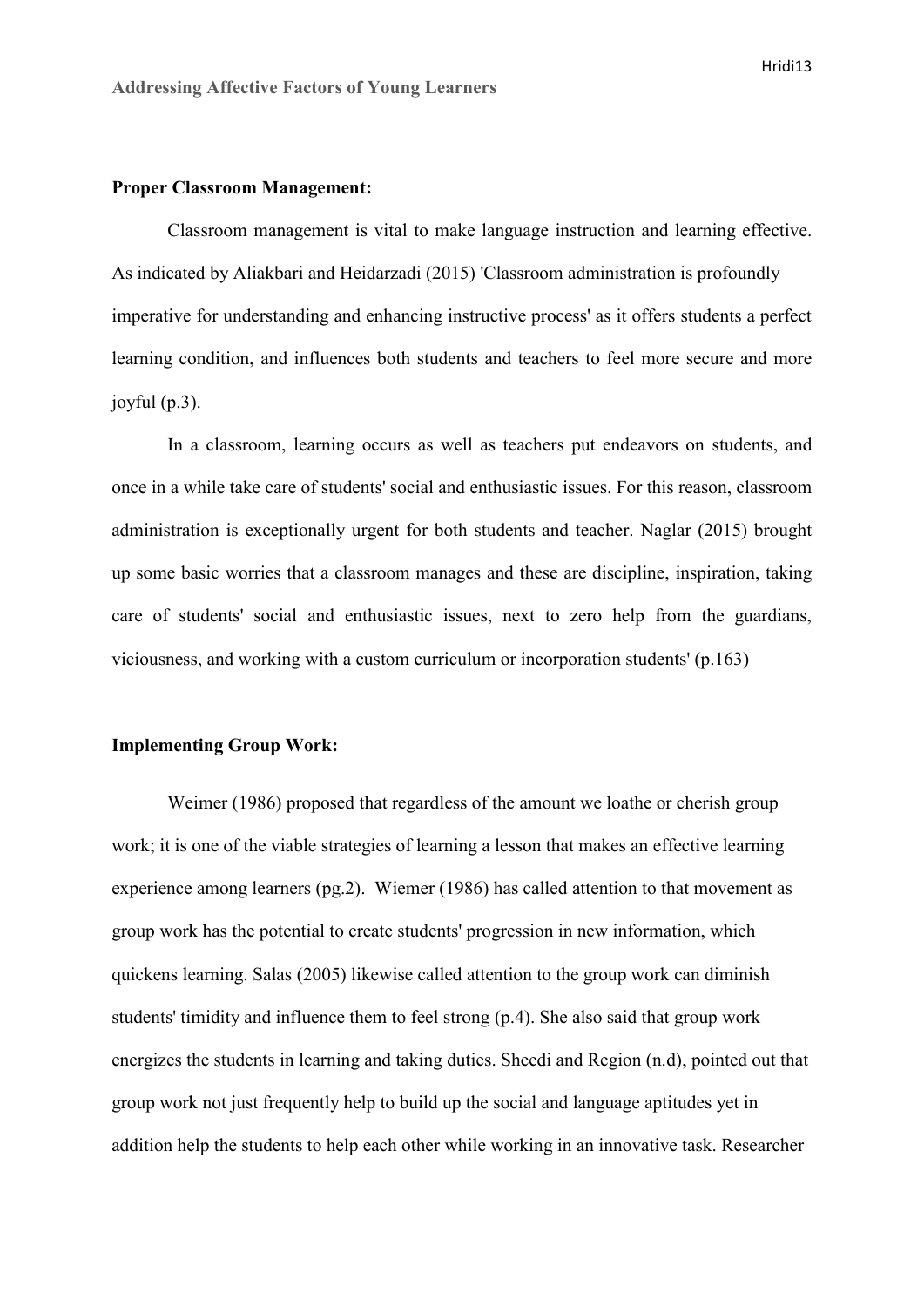**Proper Classroom Management:**

Classroom management is vital to make language instruction and learning effective. As indicated by Aliakbari and Heidarzadi (2015) 'Classroom administration is profoundly imperative for understanding and enhancing instructive process' as it offers students a perfect learning condition, and influences both students and teachers to feel more secure and more joyful (p.3).

In a classroom, learning occurs as well as teachers put endeavors on students, and once in a while take care of students' social and enthusiastic issues. For this reason, classroom administration is exceptionally urgent for both students and teacher. Naglar (2015) brought up some basic worries that a classroom manages and these are discipline, inspiration, taking care of students' social and enthusiastic issues, next to zero help from the guardians, viciousness, and working with a custom curriculum or incorporation students' (p.163)

**Implementing Group Work:**

Weimer (1986) proposed that regardless of the amount we loathe or cherish group work; it is one of the viable strategies of learning a lesson that makes an effective learning experience among learners (pg.2). Wiemer (1986) has called attention to that movement as group work has the potential to create students' progression in new information, which quickens learning. Salas (2005) likewise called attention to the group work can diminish students' timidity and influence them to feel strong (p.4). She also said that group work energizes the students in learning and taking duties. Sheedi and Region (n.d), pointed out that group work not just frequently help to build up the social and language aptitudes yet in addition help the students to help each other while working in an innovative task. Researcher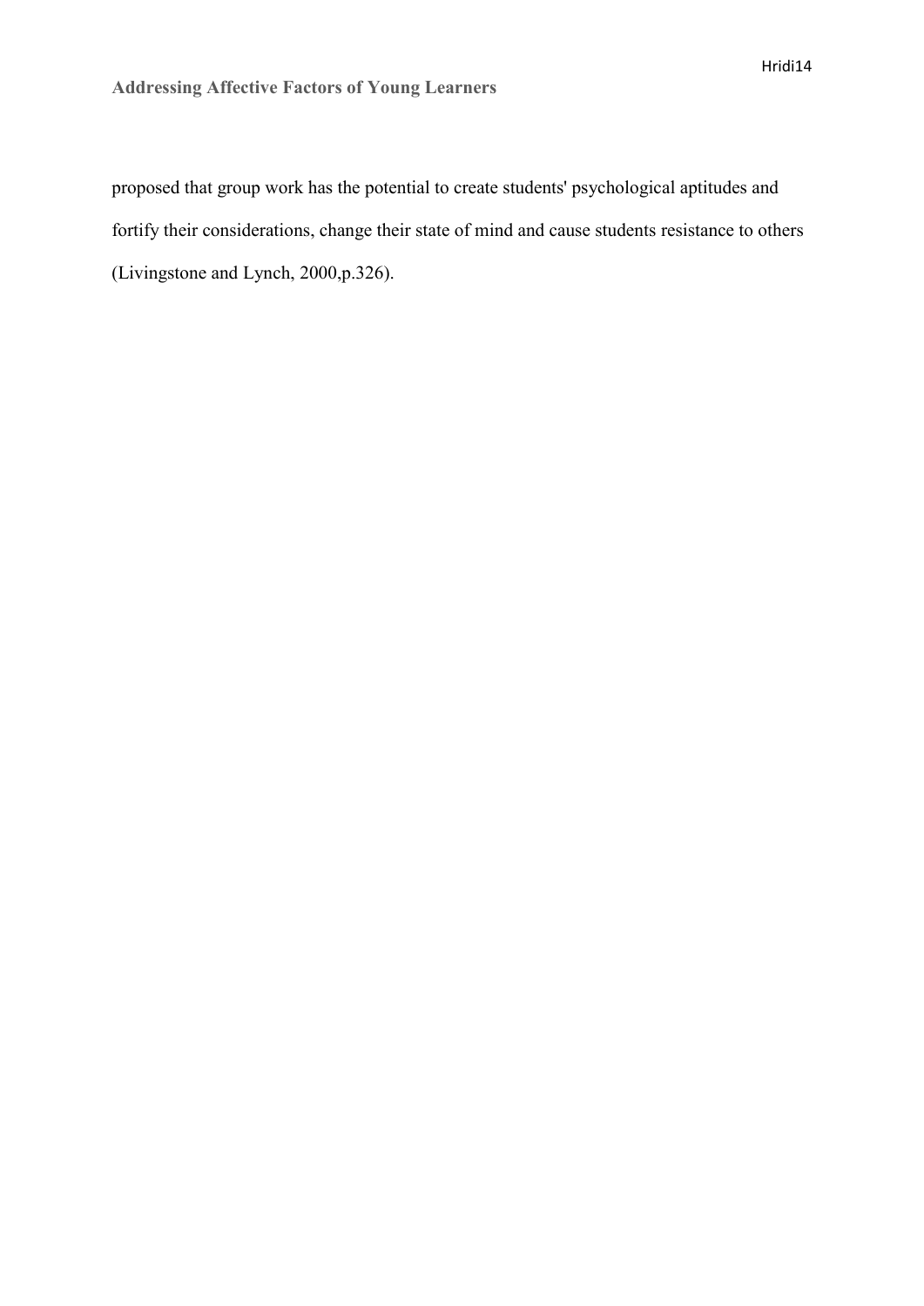proposed that group work has the potential to create students' psychological aptitudes and fortify their considerations, change their state of mind and cause students resistance to others (Livingstone and Lynch, 2000,p.326).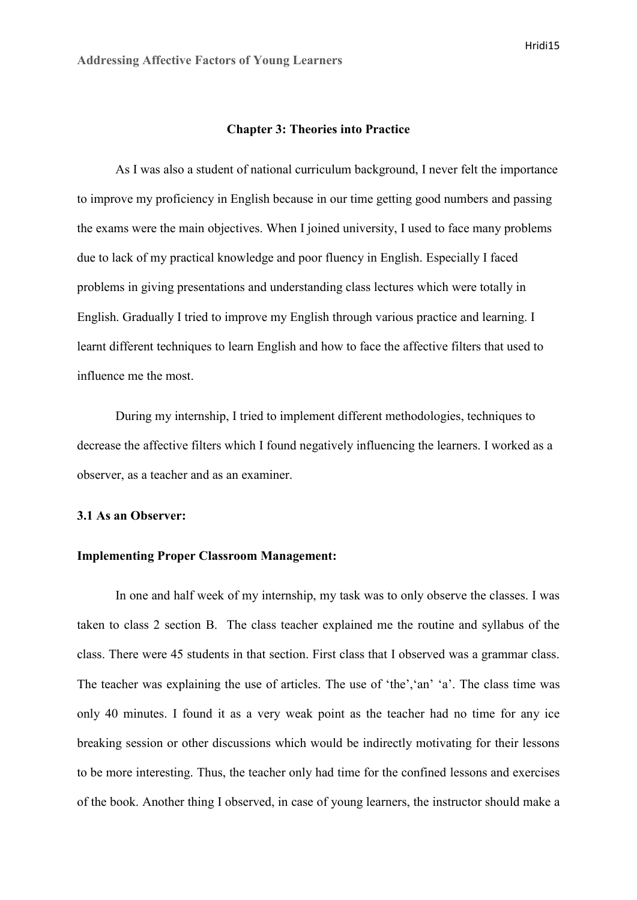## Chapter 3: Theories into Practice

As I was also a student of national curriculum background, I never felt the importance to improve my proficiency in English because in our time getting good numbers and passing the exams were the main objectives. When I joined university, I used to face many problems due to lack of my practical knowledge and poor fluency in English. Especially I faced problems in giving presentations and understanding class lectures which were totally in English. Gradually I tried to improve my English through various practice and learning. I learnt different techniques to learn English and how to face the affective filters that used to influence me the most.

During my internship, I tried to implement different methodologies, techniques to decrease the affective filters which I found negatively influencing the learners. I worked as a observer, as a teacher and as an examiner.

### 3.1 As an Observer:

**Implementing Proper Classroom Management:**

In one and half week of my internship, my task was to only observe the classes. I was taken to class 2 section B. The class teacher explained me the routine and syllabus of the class. There were 45 students in that section. First class that I observed was a grammar class. The teacher was explaining the use of articles. The use of 'the','an' 'a'. The class time was only 40 minutes. I found it as a very weak point as the teacher had no time for any ice breaking session or other discussions which would be indirectly motivating for their lessons to be more interesting. Thus, the teacher only had time for the confined lessons and exercises of the book. Another thing I observed, in case of young learners, the instructor should make a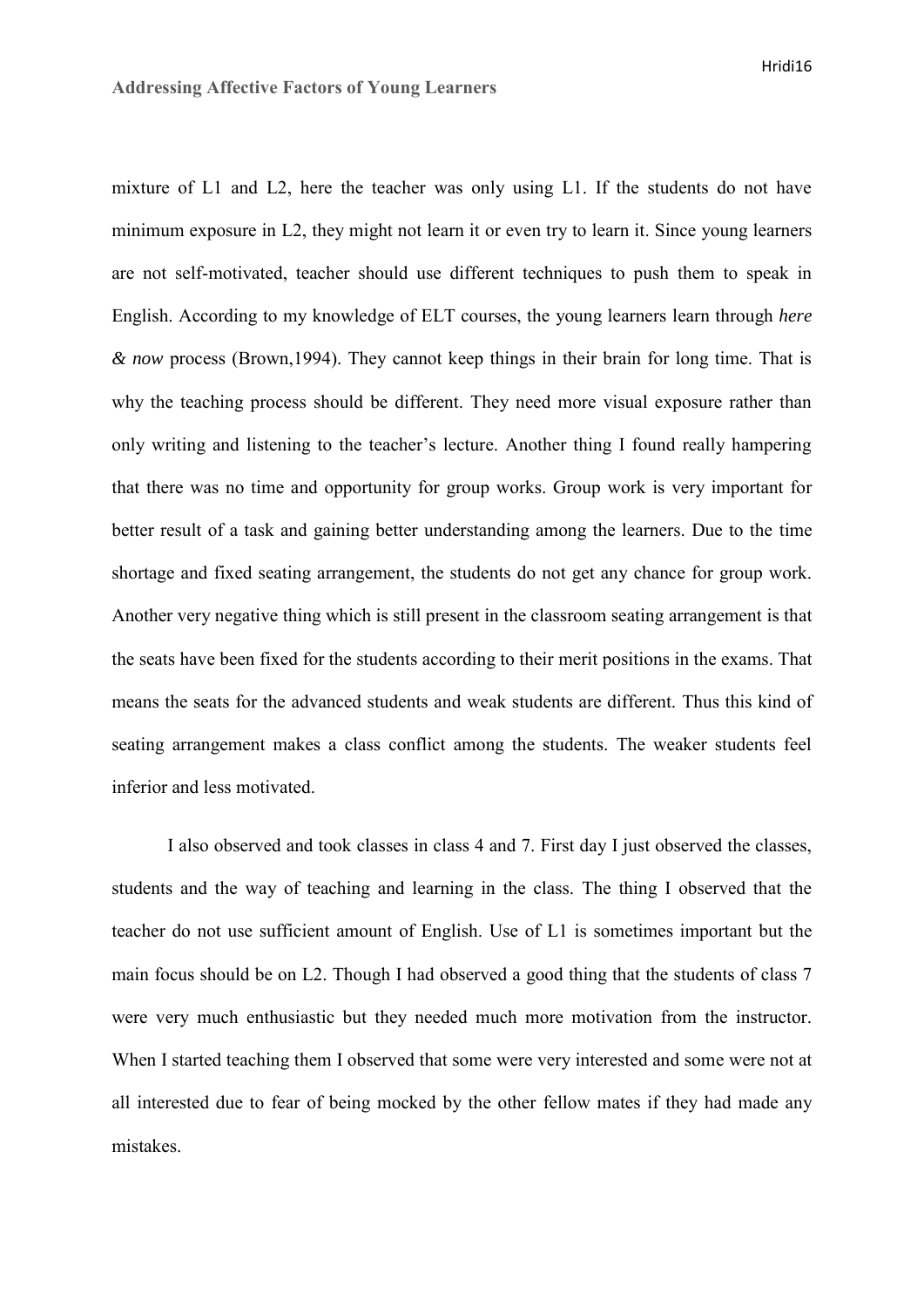mixture of L1 and L2, here the teacher was only using L1. If the students do not have minimum exposure in L2, they might not learn it or even try to learn it. Since young learners are not self-motivated, teacher should use different techniques to push them to speak in English. According to my knowledge of ELT courses, the young learners learn through *here & now* process (Brown,1994). They cannot keep things in their brain for long time. That is why the teaching process should be different. They need more visual exposure rather than only writing and listening to the teacher's lecture. Another thing I found really hampering that there was no time and opportunity for group works. Group work is very important for better result of a task and gaining better understanding among the learners. Due to the time shortage and fixed seating arrangement, the students do not get any chance for group work. Another very negative thing which is still present in the classroom seating arrangement is that the seats have been fixed for the students according to their merit positions in the exams. That means the seats for the advanced students and weak students are different. Thus this kind of seating arrangement makes a class conflict among the students. The weaker students feel inferior and less motivated.

I also observed and took classes in class 4 and 7. First day I just observed the classes, students and the way of teaching and learning in the class. The thing I observed that the teacher do not use sufficient amount of English. Use of L1 is sometimes important but the main focus should be on L2. Though I had observed a good thing that the students of class 7 were very much enthusiastic but they needed much more motivation from the instructor. When I started teaching them I observed that some were very interested and some were not at all interested due to fear of being mocked by the other fellow mates if they had made any mistakes.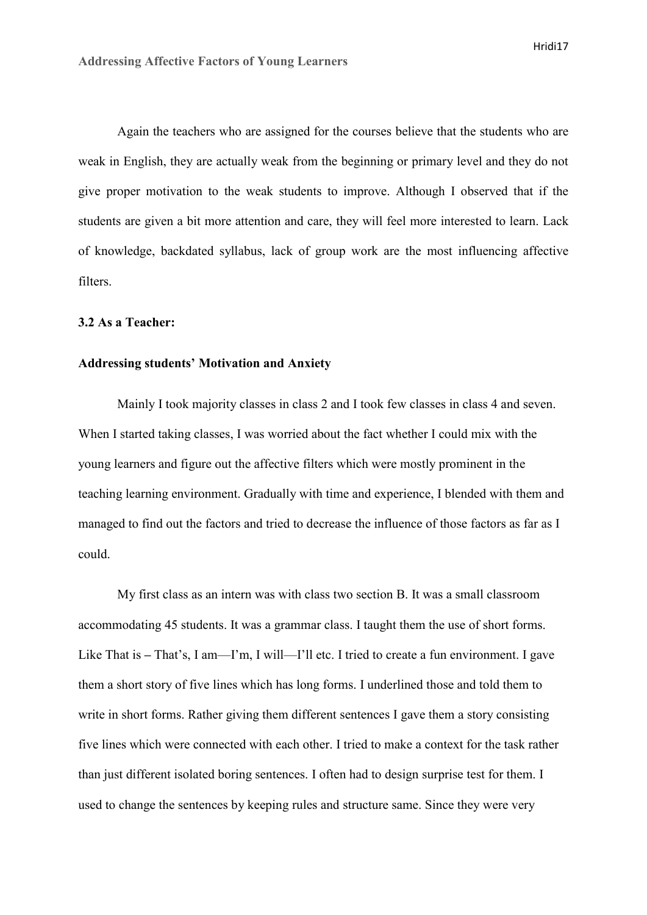Again the teachers who are assigned for the courses believe that the students who are weak in English, they are actually weak from the beginning or primary level and they do not give proper motivation to the weak students to improve. Although I observed that if the students are given a bit more attention and care, they will feel more interested to learn. Lack of knowledge, backdated syllabus, lack of group work are the most influencing affective filters.

### 3.2 As a Teacher:

**Addressing students' Motivation and Anxiety**

Mainly I took majority classes in class 2 and I took few classes in class 4 and seven. When I started taking classes, I was worried about the fact whether I could mix with the young learners and figure out the affective filters which were mostly prominent in the teaching learning environment. Gradually with time and experience, I blended with them and managed to find out the factors and tried to decrease the influence of those factors as far as I could.

My first class as an intern was with class two section B. It was a small classroom accommodating 45 students. It was a grammar class. I taught them the use of short forms. Like That is – That's, I am—I'm, I will—I'll etc. I tried to create a fun environment. I gave them a short story of five lines which has long forms. I underlined those and told them to write in short forms. Rather giving them different sentences I gave them a story consisting five lines which were connected with each other. I tried to make a context for the task rather than just different isolated boring sentences. I often had to design surprise test for them. I used to change the sentences by keeping rules and structure same. Since they were very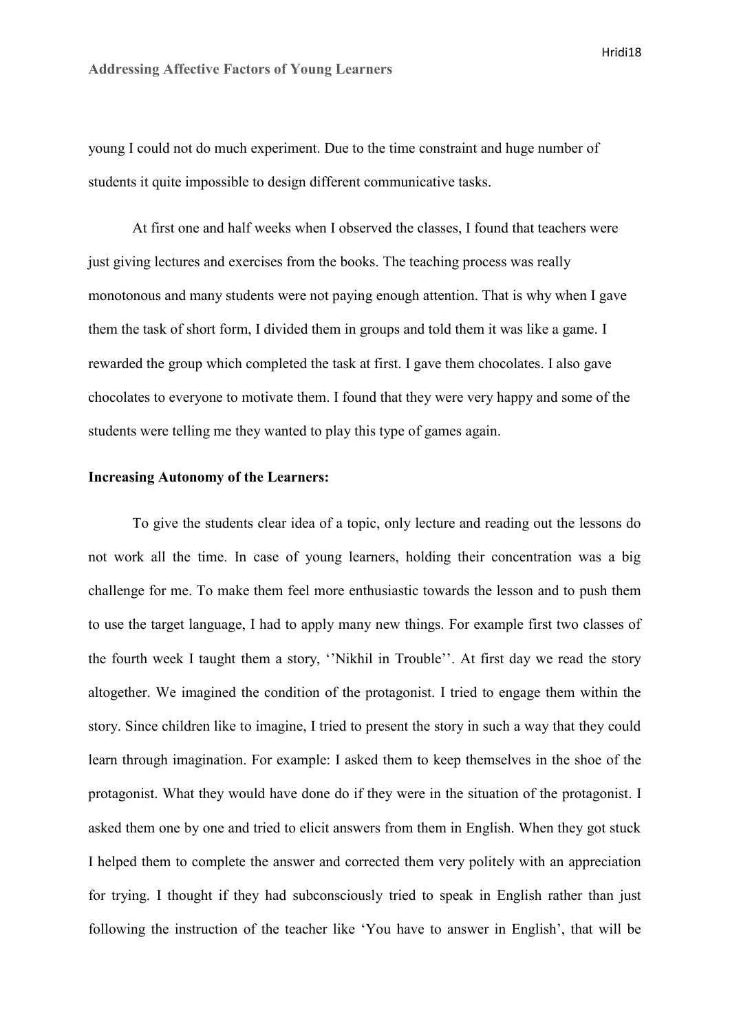young I could not do much experiment. Due to the time constraint and huge number of students it quite impossible to design different communicative tasks.

At first one and half weeks when I observed the classes, I found that teachers were just giving lectures and exercises from the books. The teaching process was really monotonous and many students were not paying enough attention. That is why when I gave them the task of short form, I divided them in groups and told them it was like a game. I rewarded the group which completed the task at first. I gave them chocolates. I also gave chocolates to everyone to motivate them. I found that they were very happy and some of the students were telling me they wanted to play this type of games again.

**Increasing Autonomy of the Learners:**

To give the students clear idea of a topic, only lecture and reading out the lessons do not work all the time. In case of young learners, holding their concentration was a big challenge for me. To make them feel more enthusiastic towards the lesson and to push them to use the target language, I had to apply many new things. For example first two classes of the fourth week I taught them a story, ''Nikhil in Trouble''. At first day we read the story altogether. We imagined the condition of the protagonist. I tried to engage them within the story. Since children like to imagine, I tried to present the story in such a way that they could learn through imagination. For example: I asked them to keep themselves in the shoe of the protagonist. What they would have done do if they were in the situation of the protagonist. I asked them one by one and tried to elicit answers from them in English. When they got stuck I helped them to complete the answer and corrected them very politely with an appreciation for trying. I thought if they had subconsciously tried to speak in English rather than just following the instruction of the teacher like 'You have to answer in English', that will be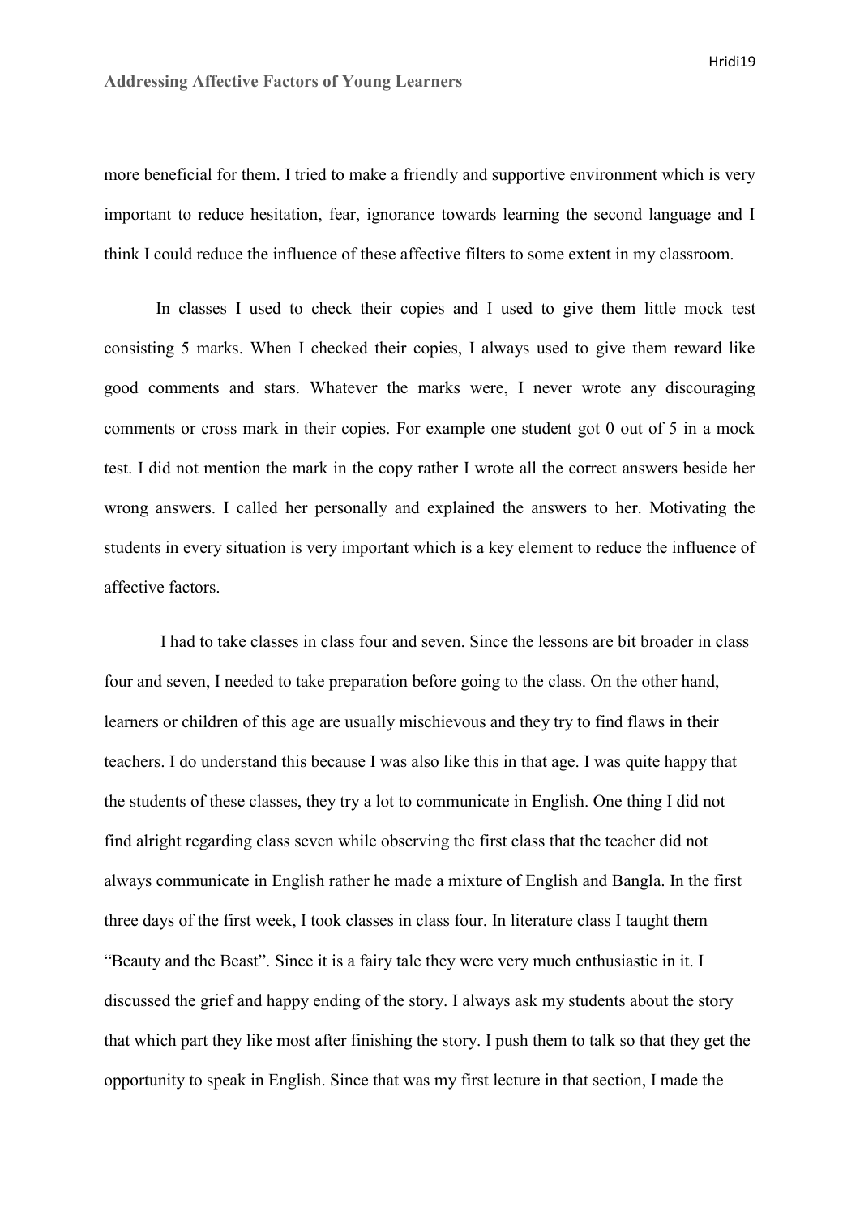more beneficial for them. I tried to make a friendly and supportive environment which is very important to reduce hesitation, fear, ignorance towards learning the second language and I think I could reduce the influence of these affective filters to some extent in my classroom.

In classes I used to check their copies and I used to give them little mock test consisting 5 marks. When I checked their copies, I always used to give them reward like good comments and stars. Whatever the marks were, I never wrote any discouraging comments or cross mark in their copies. For example one student got 0 out of 5 in a mock test. I did not mention the mark in the copy rather I wrote all the correct answers beside her wrong answers. I called her personally and explained the answers to her. Motivating the students in every situation is very important which is a key element to reduce the influence of affective factors.

I had to take classes in class four and seven. Since the lessons are bit broader in class four and seven, I needed to take preparation before going to the class. On the other hand, learners or children of this age are usually mischievous and they try to find flaws in their teachers. I do understand this because I was also like this in that age. I was quite happy that the students of these classes, they try a lot to communicate in English. One thing I did not find alright regarding class seven while observing the first class that the teacher did not always communicate in English rather he made a mixture of English and Bangla. In the first three days of the first week, I took classes in class four. In literature class I taught them "Beauty and the Beast". Since it is a fairy tale they were very much enthusiastic in it. I discussed the grief and happy ending of the story. I always ask my students about the story that which part they like most after finishing the story. I push them to talk so that they get the opportunity to speak in English. Since that was my first lecture in that section, I made the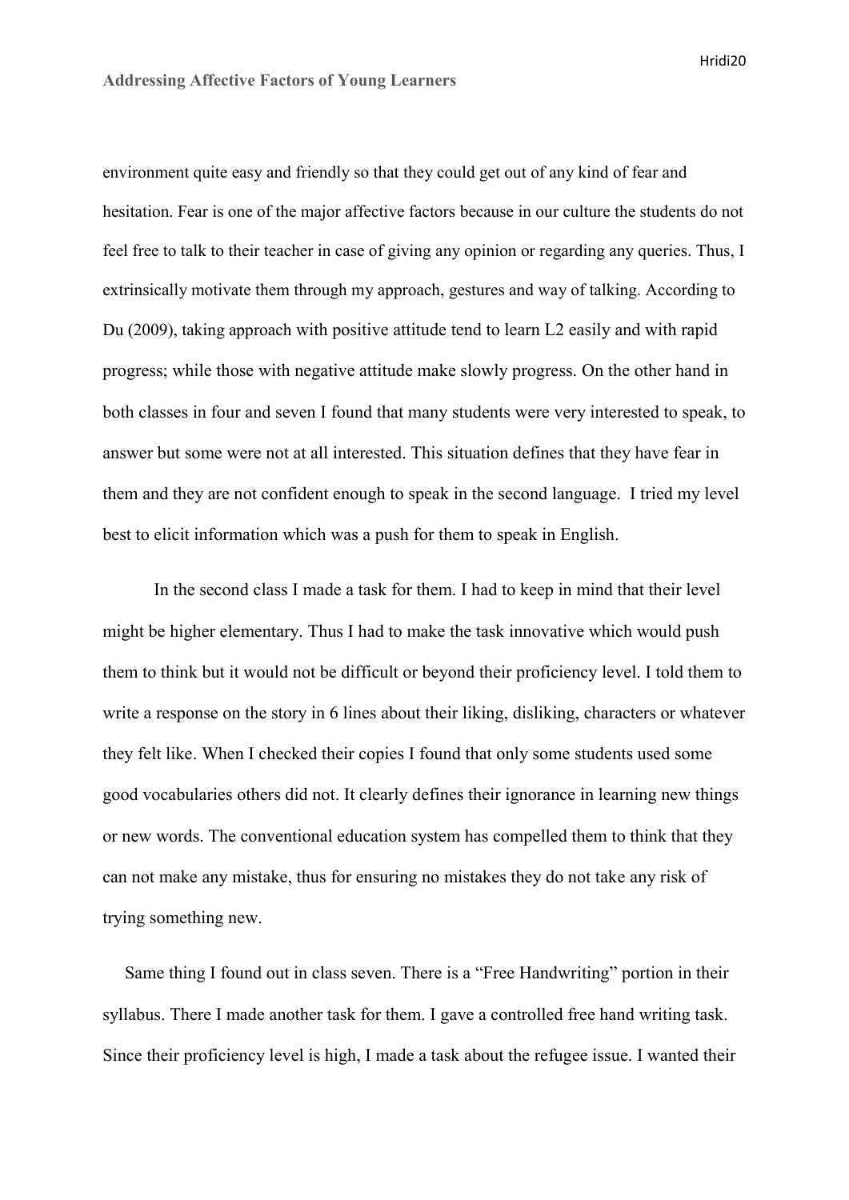environment quite easy and friendly so that they could get out of any kind of fear and hesitation. Fear is one of the major affective factors because in our culture the students do not feel free to talk to their teacher in case of giving any opinion or regarding any queries. Thus, I extrinsically motivate them through my approach, gestures and way of talking. According to Du (2009), taking approach with positive attitude tend to learn L2 easily and with rapid progress; while those with negative attitude make slowly progress. On the other hand in both classes in four and seven I found that many students were very interested to speak, to answer but some were not at all interested. This situation defines that they have fear in them and they are not confident enough to speak in the second language. I tried my level best to elicit information which was a push for them to speak in English.

In the second class I made a task for them. I had to keep in mind that their level might be higher elementary. Thus I had to make the task innovative which would push them to think but it would not be difficult or beyond their proficiency level. I told them to write a response on the story in 6 lines about their liking, disliking, characters or whatever they felt like. When I checked their copies I found that only some students used some good vocabularies others did not. It clearly defines their ignorance in learning new things or new words. The conventional education system has compelled them to think that they can not make any mistake, thus for ensuring no mistakes they do not take any risk of trying something new.

Same thing I found out in class seven. There is a "Free Handwriting" portion in their syllabus. There I made another task for them. I gave a controlled free hand writing task. Since their proficiency level is high, I made a task about the refugee issue. I wanted their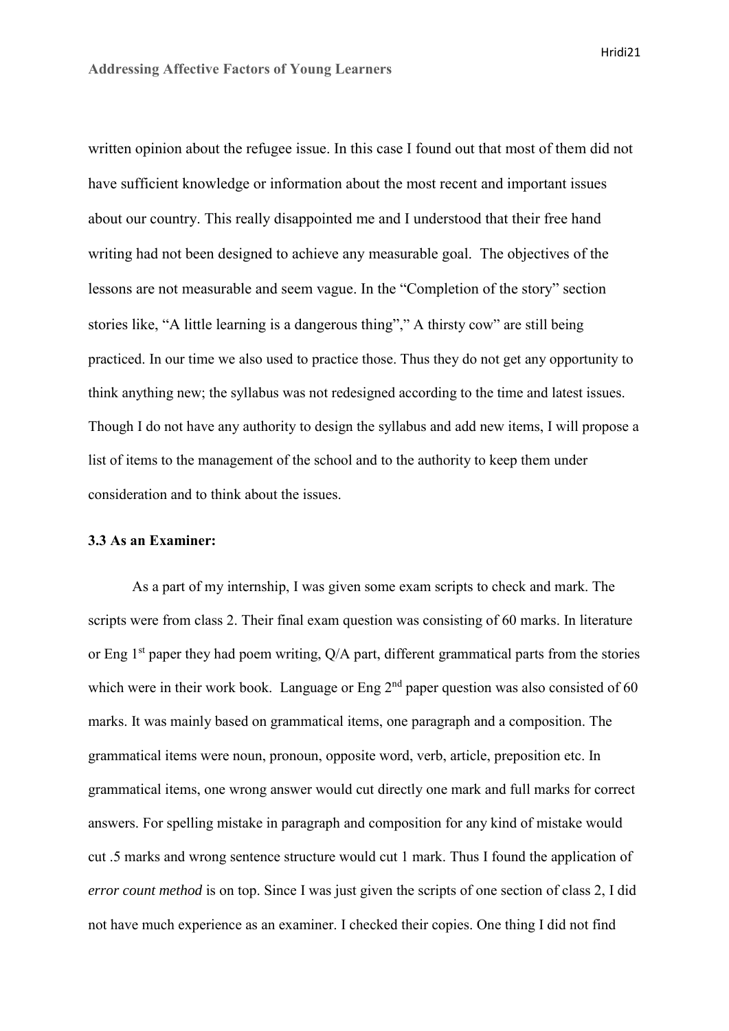written opinion about the refugee issue. In this case I found out that most of them did not have sufficient knowledge or information about the most recent and important issues about our country. This really disappointed me and I understood that their free hand writing had not been designed to achieve any measurable goal. The objectives of the lessons are not measurable and seem vague. In the "Completion of the story" section stories like, "A little learning is a dangerous thing"," A thirsty cow" are still being practiced. In our time we also used to practice those. Thus they do not get any opportunity to think anything new; the syllabus was not redesigned according to the time and latest issues. Though I do not have any authority to design the syllabus and add new items, I will propose a list of items to the management of the school and to the authority to keep them under consideration and to think about the issues.

### 3.3 As an Examiner:

As a part of my internship, I was given some exam scripts to check and mark. The scripts were from class 2. Their final exam question was consisting of 60 marks. In literature or Eng 1st paper they had poem writing, Q/A part, different grammatical parts from the stories which were in their work book. Language or Eng 2nd paper question was also consisted of 60 marks. It was mainly based on grammatical items, one paragraph and a composition. The grammatical items were noun, pronoun, opposite word, verb, article, preposition etc. In grammatical items, one wrong answer would cut directly one mark and full marks for correct answers. For spelling mistake in paragraph and composition for any kind of mistake would cut .5 marks and wrong sentence structure would cut 1 mark. Thus I found the application of *error count method* is on top. Since I was just given the scripts of one section of class 2, I did not have much experience as an examiner. I checked their copies. One thing I did not find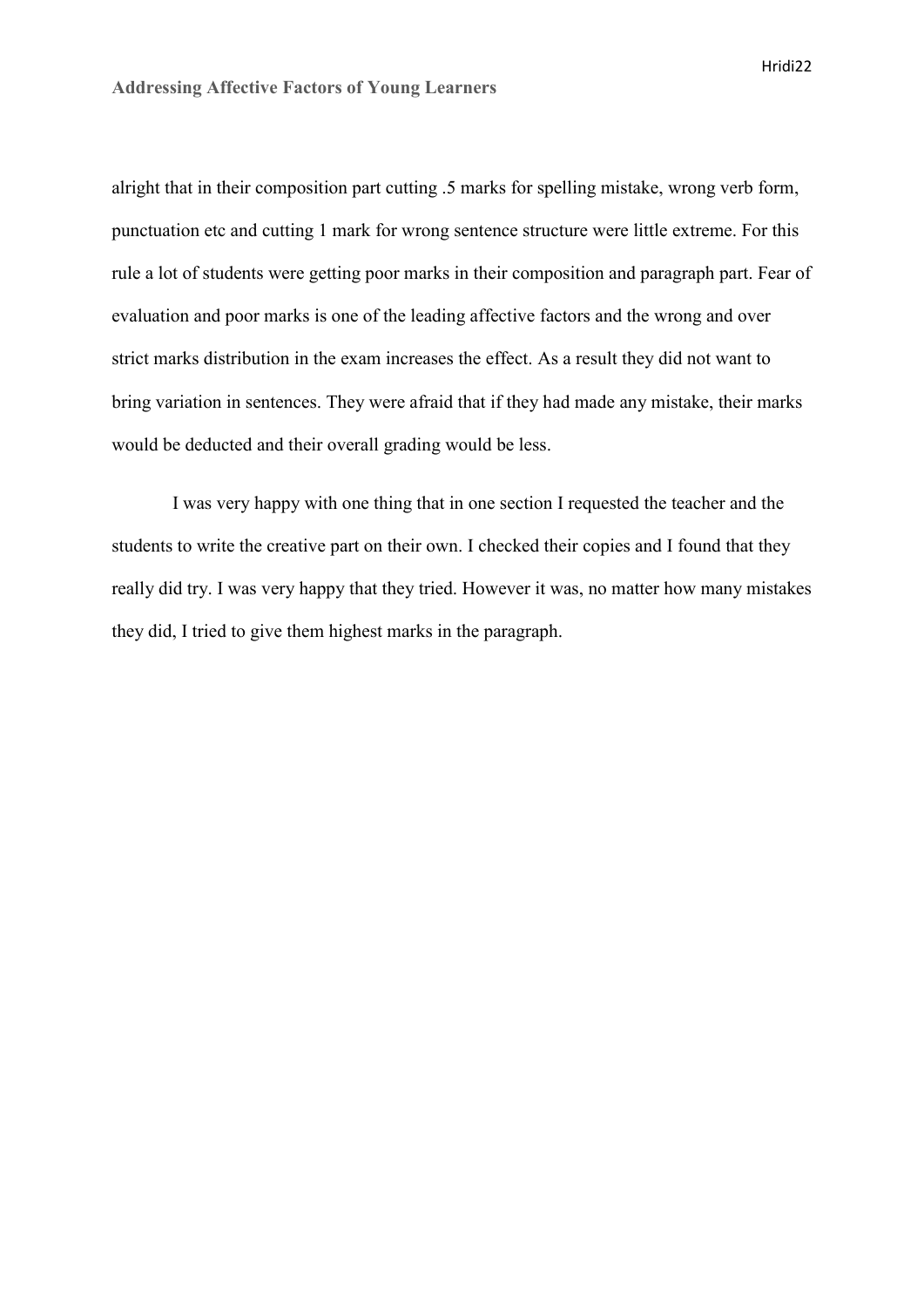alright that in their composition part cutting .5 marks for spelling mistake, wrong verb form, punctuation etc and cutting 1 mark for wrong sentence structure were little extreme. For this rule a lot of students were getting poor marks in their composition and paragraph part. Fear of evaluation and poor marks is one of the leading affective factors and the wrong and over strict marks distribution in the exam increases the effect. As a result they did not want to bring variation in sentences. They were afraid that if they had made any mistake, their marks would be deducted and their overall grading would be less.

I was very happy with one thing that in one section I requested the teacher and the students to write the creative part on their own. I checked their copies and I found that they really did try. I was very happy that they tried. However it was, no matter how many mistakes they did, I tried to give them highest marks in the paragraph.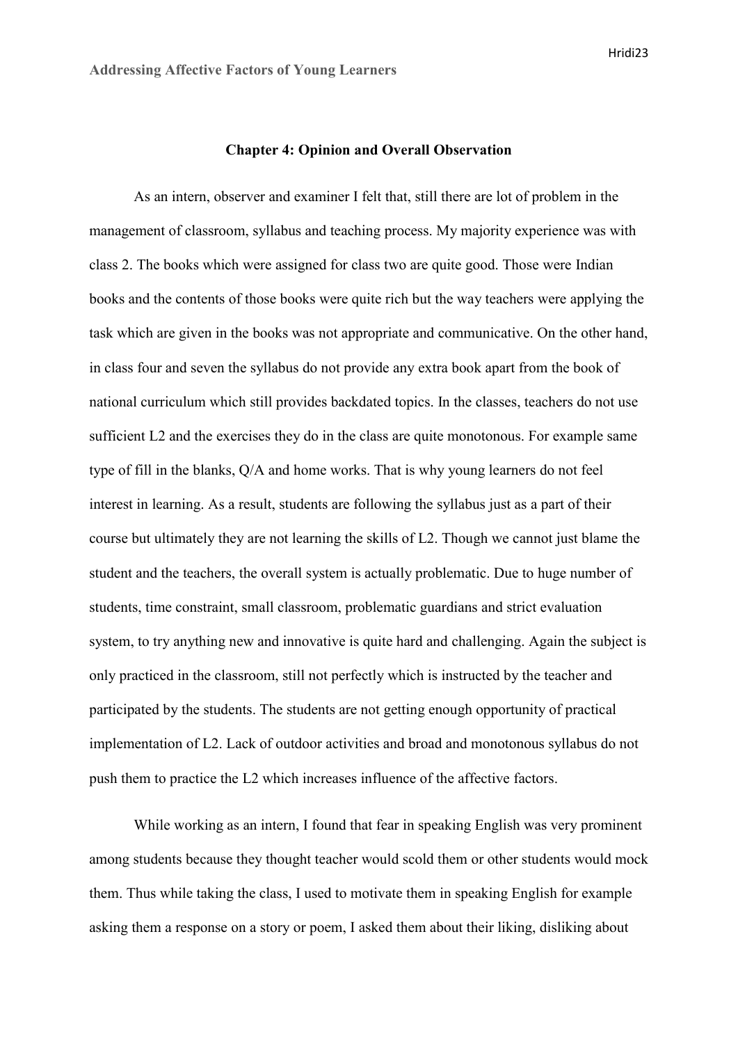## Chapter 4: Opinion and Overall Observation

As an intern, observer and examiner I felt that, still there are lot of problem in the management of classroom, syllabus and teaching process. My majority experience was with class 2. The books which were assigned for class two are quite good. Those were Indian books and the contents of those books were quite rich but the way teachers were applying the task which are given in the books was not appropriate and communicative. On the other hand, in class four and seven the syllabus do not provide any extra book apart from the book of national curriculum which still provides backdated topics. In the classes, teachers do not use sufficient L2 and the exercises they do in the class are quite monotonous. For example same type of fill in the blanks, Q/A and home works. That is why young learners do not feel interest in learning. As a result, students are following the syllabus just as a part of their course but ultimately they are not learning the skills of L2. Though we cannot just blame the student and the teachers, the overall system is actually problematic. Due to huge number of students, time constraint, small classroom, problematic guardians and strict evaluation system, to try anything new and innovative is quite hard and challenging. Again the subject is only practiced in the classroom, still not perfectly which is instructed by the teacher and participated by the students. The students are not getting enough opportunity of practical implementation of L2. Lack of outdoor activities and broad and monotonous syllabus do not push them to practice the L2 which increases influence of the affective factors.

While working as an intern, I found that fear in speaking English was very prominent among students because they thought teacher would scold them or other students would mock them. Thus while taking the class, I used to motivate them in speaking English for example asking them a response on a story or poem, I asked them about their liking, disliking about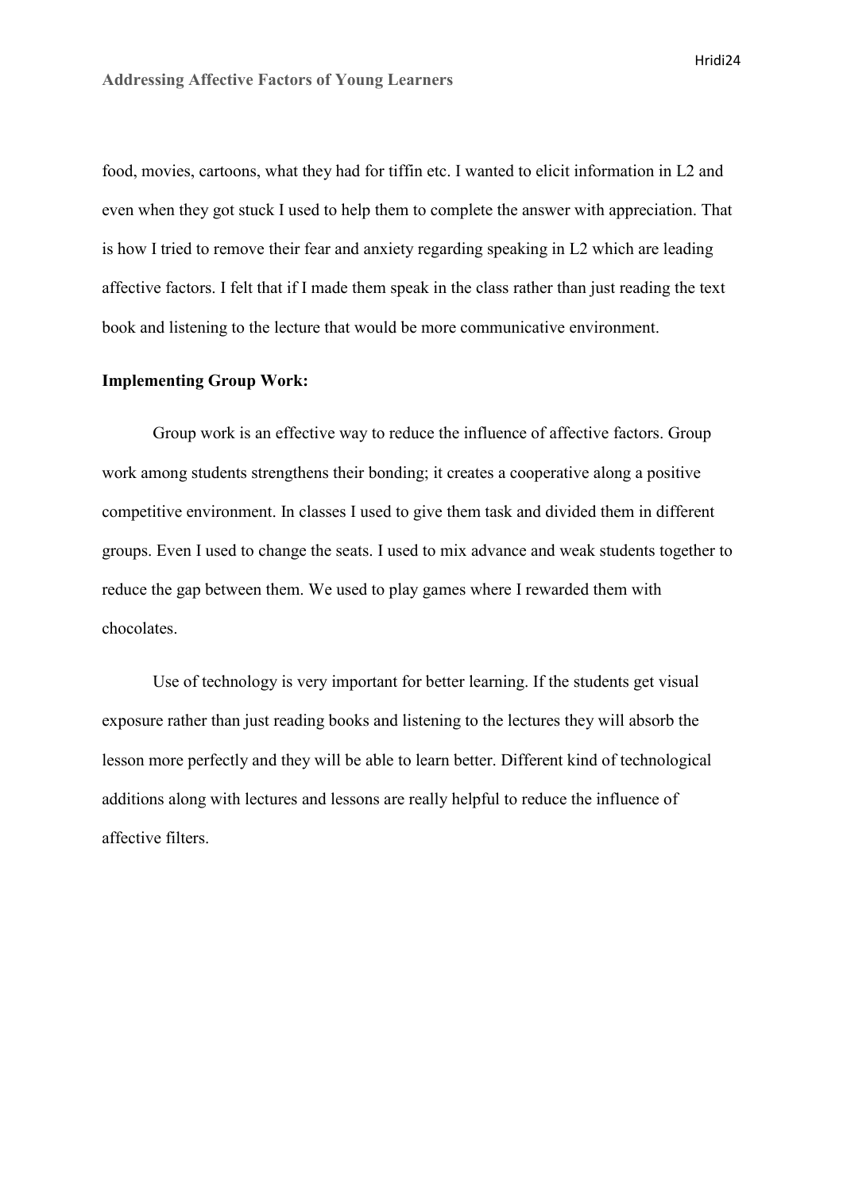food, movies, cartoons, what they had for tiffin etc. I wanted to elicit information in L2 and even when they got stuck I used to help them to complete the answer with appreciation. That is how I tried to remove their fear and anxiety regarding speaking in L2 which are leading affective factors. I felt that if I made them speak in the class rather than just reading the text book and listening to the lecture that would be more communicative environment.

**Implementing Group Work:**

Group work is an effective way to reduce the influence of affective factors. Group work among students strengthens their bonding; it creates a cooperative along a positive competitive environment. In classes I used to give them task and divided them in different groups. Even I used to change the seats. I used to mix advance and weak students together to reduce the gap between them. We used to play games where I rewarded them with chocolates.

Use of technology is very important for better learning. If the students get visual exposure rather than just reading books and listening to the lectures they will absorb the lesson more perfectly and they will be able to learn better. Different kind of technological additions along with lectures and lessons are really helpful to reduce the influence of affective filters.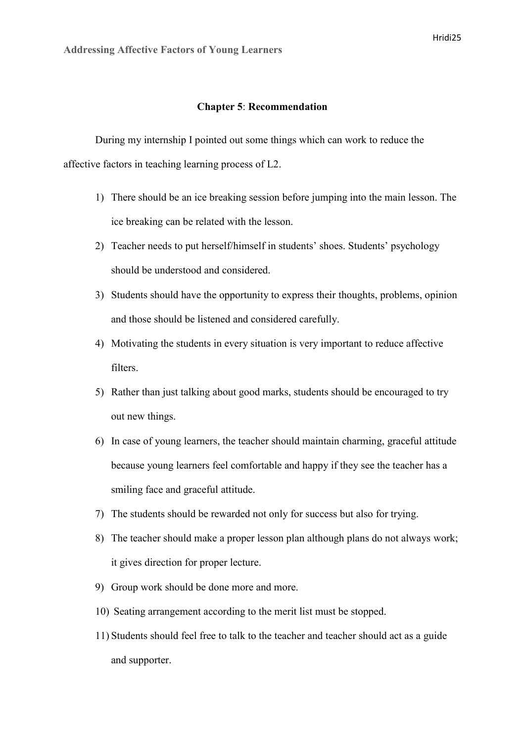## Chapter 5: Recommendation

During my internship I pointed out some things which can work to reduce the affective factors in teaching learning process of L2.

1) There should be an ice breaking session before jumping into the main lesson. The ice breaking can be related with the lesson.
2) Teacher needs to put herself/himself in students' shoes. Students' psychology should be understood and considered.
3) Students should have the opportunity to express their thoughts, problems, opinion and those should be listened and considered carefully.
4) Motivating the students in every situation is very important to reduce affective filters.
5) Rather than just talking about good marks, students should be encouraged to try out new things.
6) In case of young learners, the teacher should maintain charming, graceful attitude because young learners feel comfortable and happy if they see the teacher has a smiling face and graceful attitude.
7) The students should be rewarded not only for success but also for trying.
8) The teacher should make a proper lesson plan although plans do not always work; it gives direction for proper lecture.
9) Group work should be done more and more.
10) Seating arrangement according to the merit list must be stopped.
11) Students should feel free to talk to the teacher and teacher should act as a guide and supporter.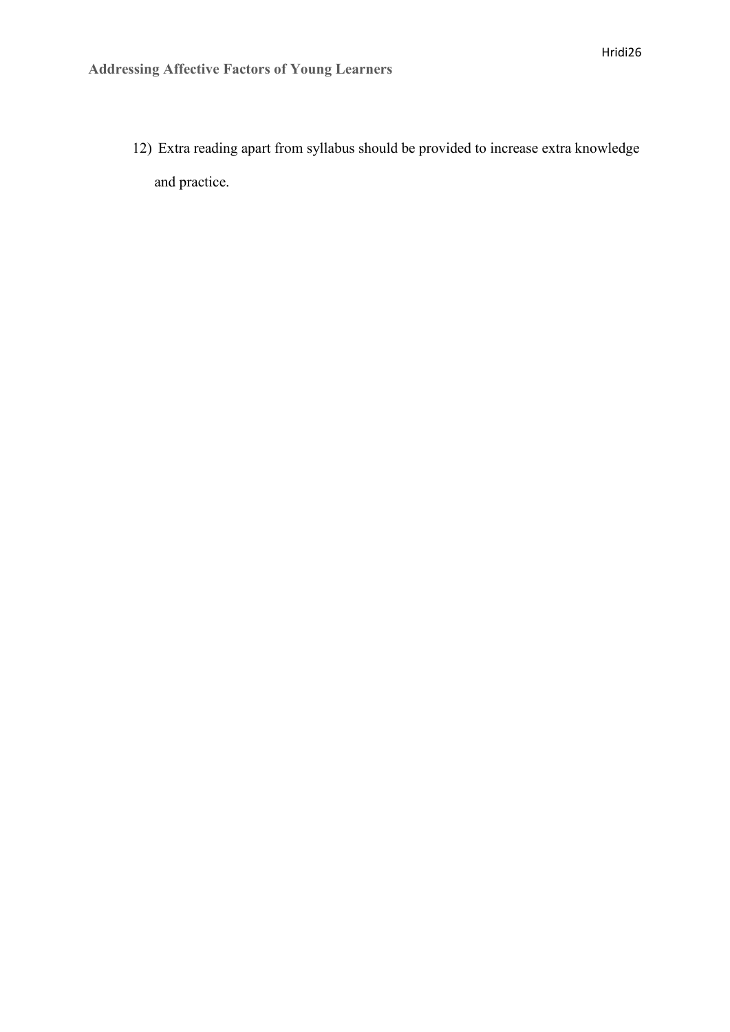12) Extra reading apart from syllabus should be provided to increase extra knowledge and practice.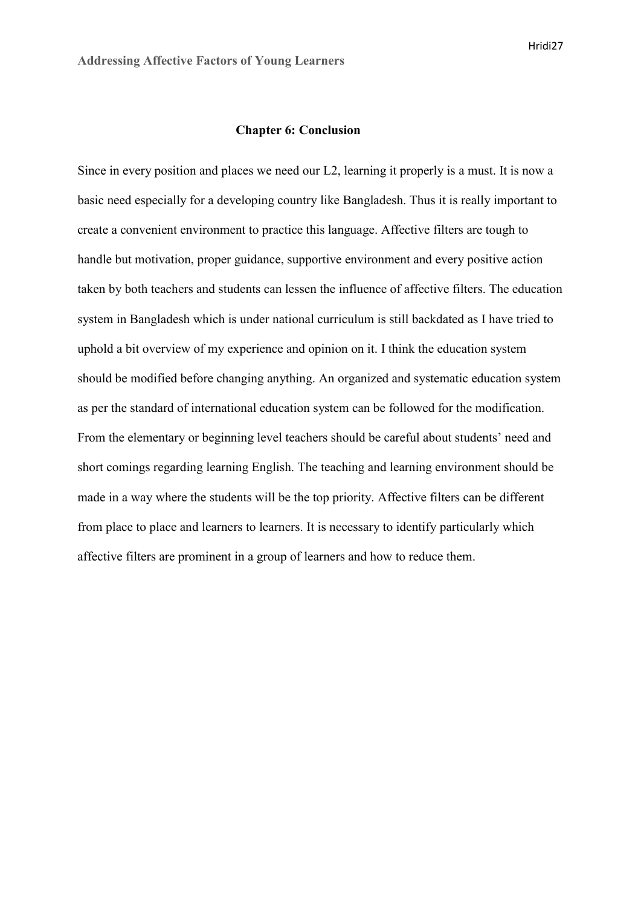## Chapter 6: Conclusion

Since in every position and places we need our L2, learning it properly is a must. It is now a basic need especially for a developing country like Bangladesh. Thus it is really important to create a convenient environment to practice this language. Affective filters are tough to handle but motivation, proper guidance, supportive environment and every positive action taken by both teachers and students can lessen the influence of affective filters. The education system in Bangladesh which is under national curriculum is still backdated as I have tried to uphold a bit overview of my experience and opinion on it. I think the education system should be modified before changing anything. An organized and systematic education system as per the standard of international education system can be followed for the modification. From the elementary or beginning level teachers should be careful about students' need and short comings regarding learning English. The teaching and learning environment should be made in a way where the students will be the top priority. Affective filters can be different from place to place and learners to learners. It is necessary to identify particularly which affective filters are prominent in a group of learners and how to reduce them.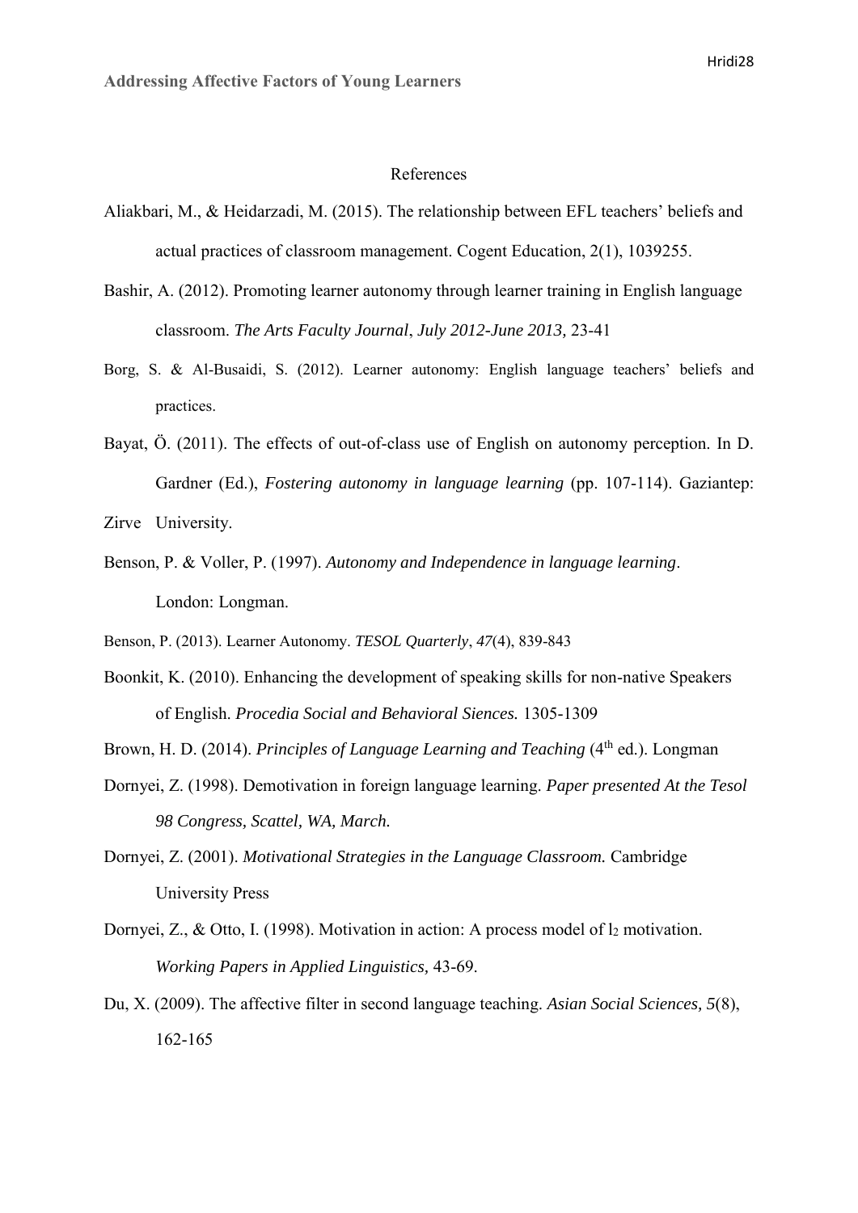References

Aliakbari, M., & Heidarzadi, M. (2015). The relationship between EFL teachers' beliefs and actual practices of classroom management. Cogent Education, 2(1), 1039255.

Bashir, A. (2012). Promoting learner autonomy through learner training in English language classroom. *The Arts Faculty Journal*, *July 2012-June 2013,* 23-41

Borg, S. & Al-Busaidi, S. (2012). Learner autonomy: English language teachers' beliefs and practices.

Bayat, Ö. (2011). The effects of out-of-class use of English on autonomy perception. In D. Gardner (Ed.), *Fostering autonomy in language learning* (pp. 107-114). Gaziantep: Zirve University.

Benson, P. & Voller, P. (1997). *Autonomy and Independence in language learning*. London: Longman.

Benson, P. (2013). Learner Autonomy. *TESOL Quarterly*, *47*(4), 839-843

Boonkit, K. (2010). Enhancing the development of speaking skills for non-native Speakers of English. *Procedia Social and Behavioral Siences.* 1305-1309

Brown, H. D. (2014). *Principles of Language Learning and Teaching* (4th ed.). Longman

Dornyei, Z. (1998). Demotivation in foreign language learning. *Paper presented At the Tesol 98 Congress, Scattel, WA, March.*

Dornyei, Z. (2001). *Motivational Strategies in the Language Classroom.* Cambridge University Press

Dornyei, Z., & Otto, I. (1998). Motivation in action: A process model of $l_2$ motivation. *Working Papers in Applied Linguistics,* 43-69.

Du, X. (2009). The affective filter in second language teaching. *Asian Social Sciences, 5*(8), 162-165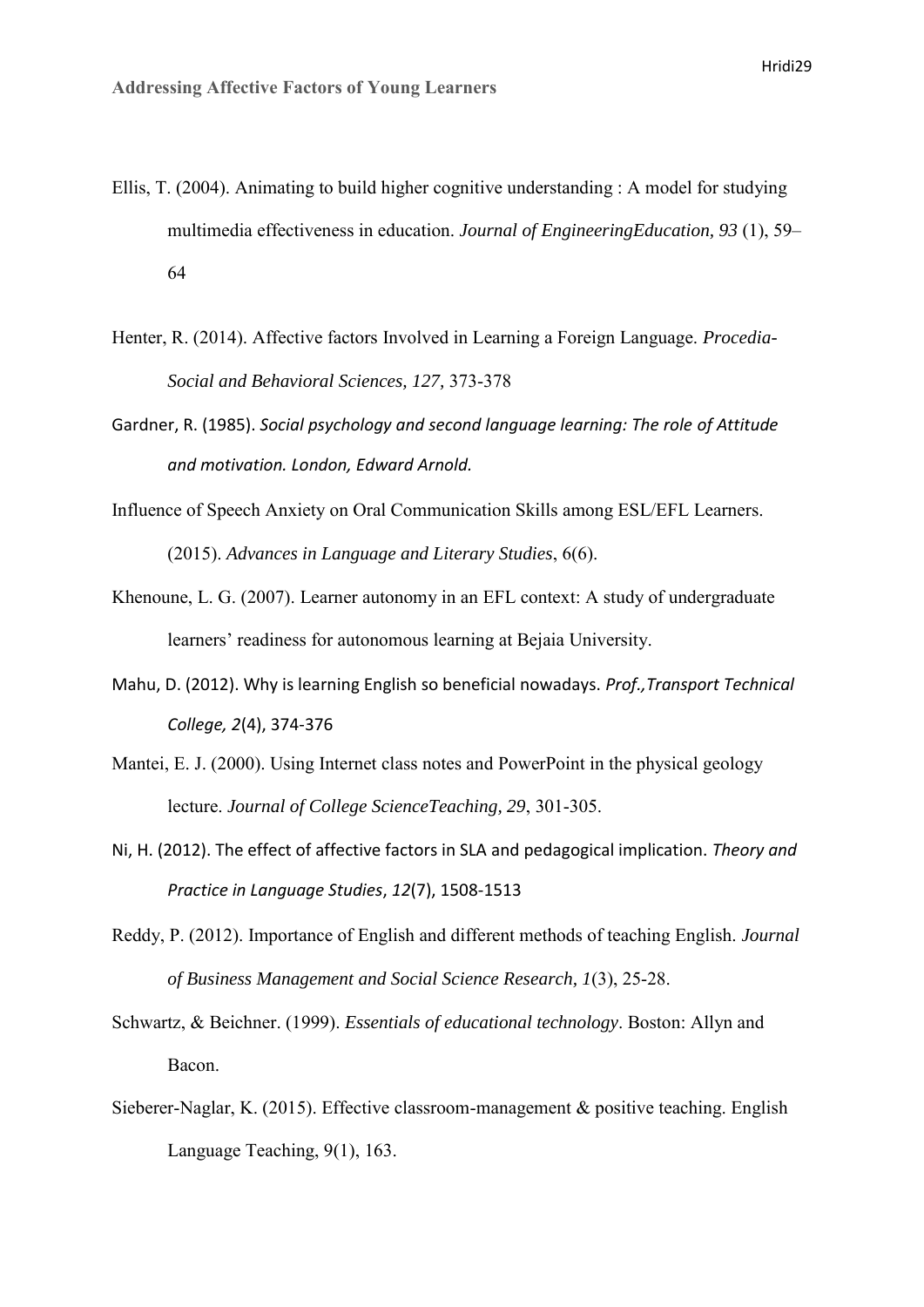Ellis, T. (2004). Animating to build higher cognitive understanding : A model for studying multimedia effectiveness in education. *Journal of EngineeringEducation, 93* (1), 59–64

Henter, R. (2014). Affective factors Involved in Learning a Foreign Language. *Procedia-Social and Behavioral Sciences, 127*, 373-378

Gardner, R. (1985). *Social psychology and second language learning: The role of Attitude and motivation. London, Edward Arnold.*

Influence of Speech Anxiety on Oral Communication Skills among ESL/EFL Learners. (2015). *Advances in Language and Literary Studies*, 6(6).

Khenoune, L. G. (2007). Learner autonomy in an EFL context: A study of undergraduate learners' readiness for autonomous learning at Bejaia University.

Mahu, D. (2012). Why is learning English so beneficial nowadays. *Prof.,Transport Technical College, 2*(4), 374-376

Mantei, E. J. (2000). Using Internet class notes and PowerPoint in the physical geology lecture. *Journal of College ScienceTeaching, 29*, 301-305.

Ni, H. (2012). The effect of affective factors in SLA and pedagogical implication. *Theory and Practice in Language Studies*, *12*(7), 1508-1513

Reddy, P. (2012). Importance of English and different methods of teaching English. *Journal of Business Management and Social Science Research*, *1*(3), 25-28.

Schwartz, & Beichner. (1999). *Essentials of educational technology*. Boston: Allyn and Bacon.

Sieberer-Naglar, K. (2015). Effective classroom-management & positive teaching. English Language Teaching, 9(1), 163.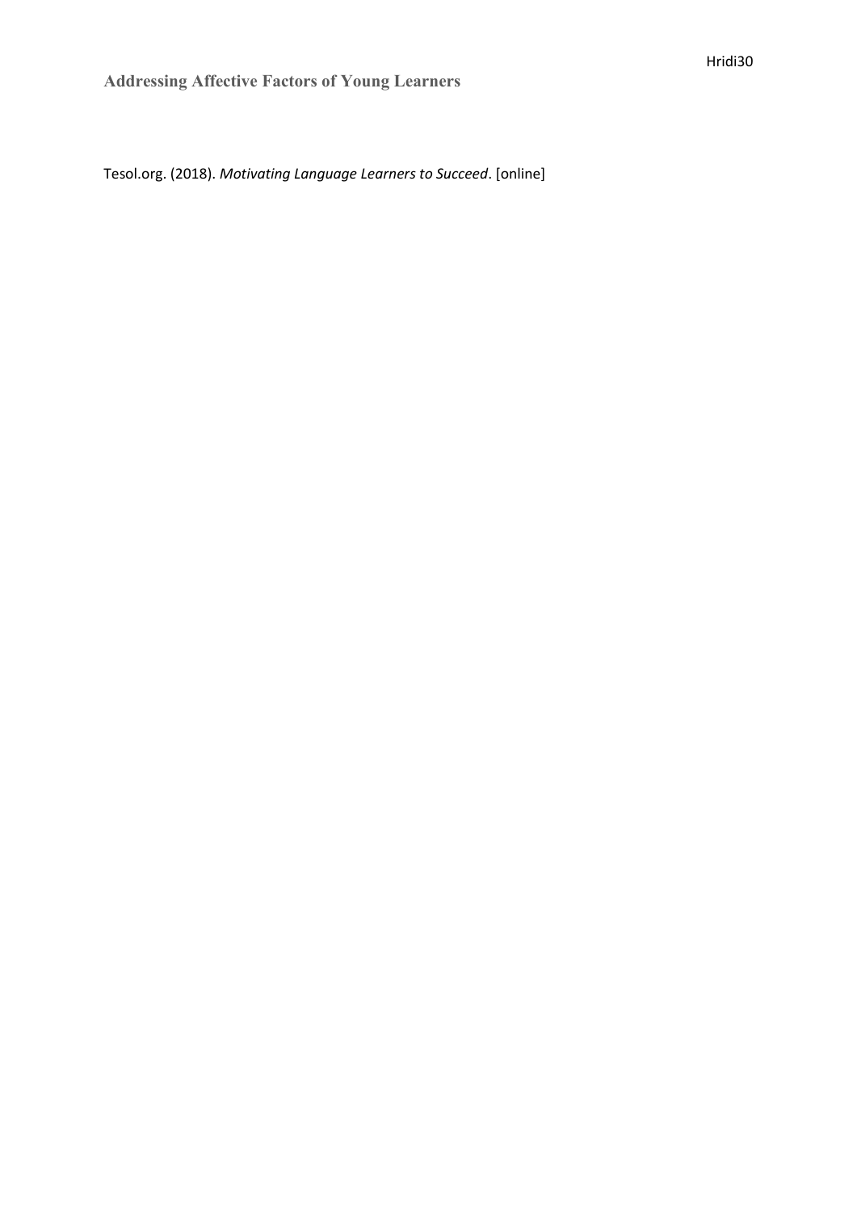Tesol.org. (2018). *Motivating Language Learners to Succeed*. [online]